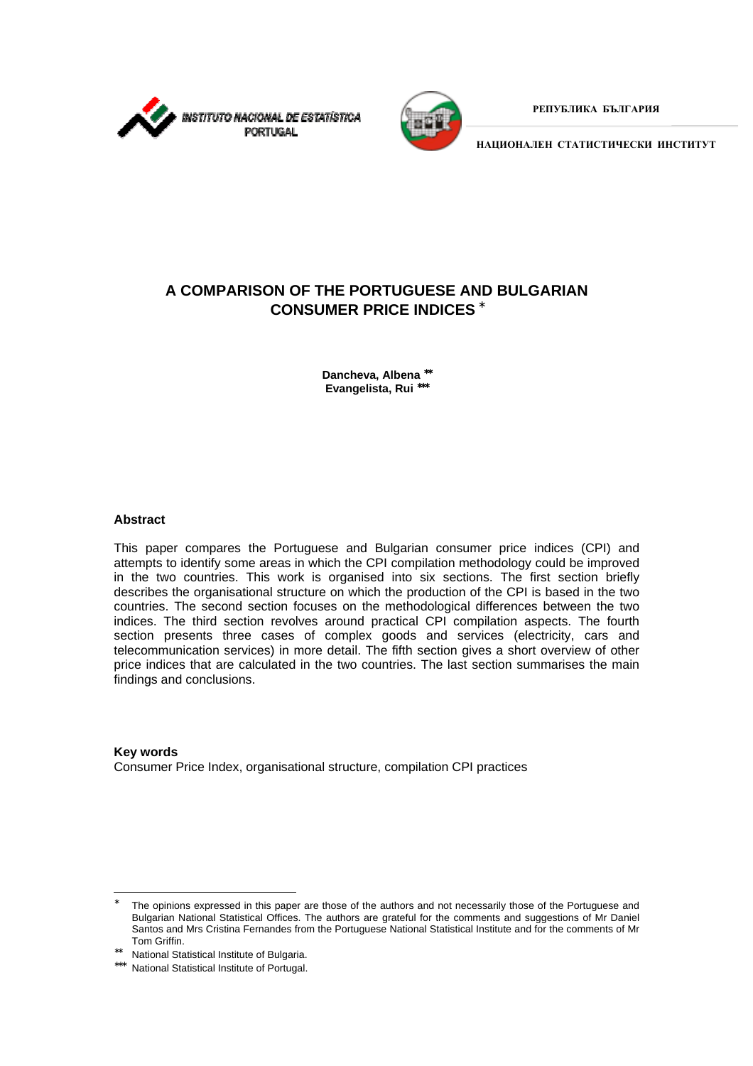INSTITUTO NACIONAL DE ESTATÍSTICA PORTUGAL

РЕПУБЛИКА БЪЛГАРИЯ

НАЦИОНАЛЕН СТАТИСТИЧЕСКИ ИНСТИТУТ

# A COMPARISON OF THE PORTUGUESE AND BULGARIAN CONSUMER PRICE INDICES [*]

**Dancheva, Albena** [**]
**Evangelista, Rui** [***]

## Abstract

This paper compares the Portuguese and Bulgarian consumer price indices (CPI) and attempts to identify some areas in which the CPI compilation methodology could be improved in the two countries. This work is organised into six sections. The first section briefly describes the organisational structure on which the production of the CPI is based in the two countries. The second section focuses on the methodological differences between the two indices. The third section revolves around practical CPI compilation aspects. The fourth section presents three cases of complex goods and services (electricity, cars and telecommunication services) in more detail. The fifth section gives a short overview of other price indices that are calculated in the two countries. The last section summarises the main findings and conclusions.

## Key words

Consumer Price Index, organisational structure, compilation CPI practices

---

[*] The opinions expressed in this paper are those of the authors and not necessarily those of the Portuguese and Bulgarian National Statistical Offices. The authors are grateful for the comments and suggestions of Mr Daniel Santos and Mrs Cristina Fernandes from the Portuguese National Statistical Institute and for the comments of Mr Tom Griffin.

[**] National Statistical Institute of Bulgaria.

[***] National Statistical Institute of Portugal.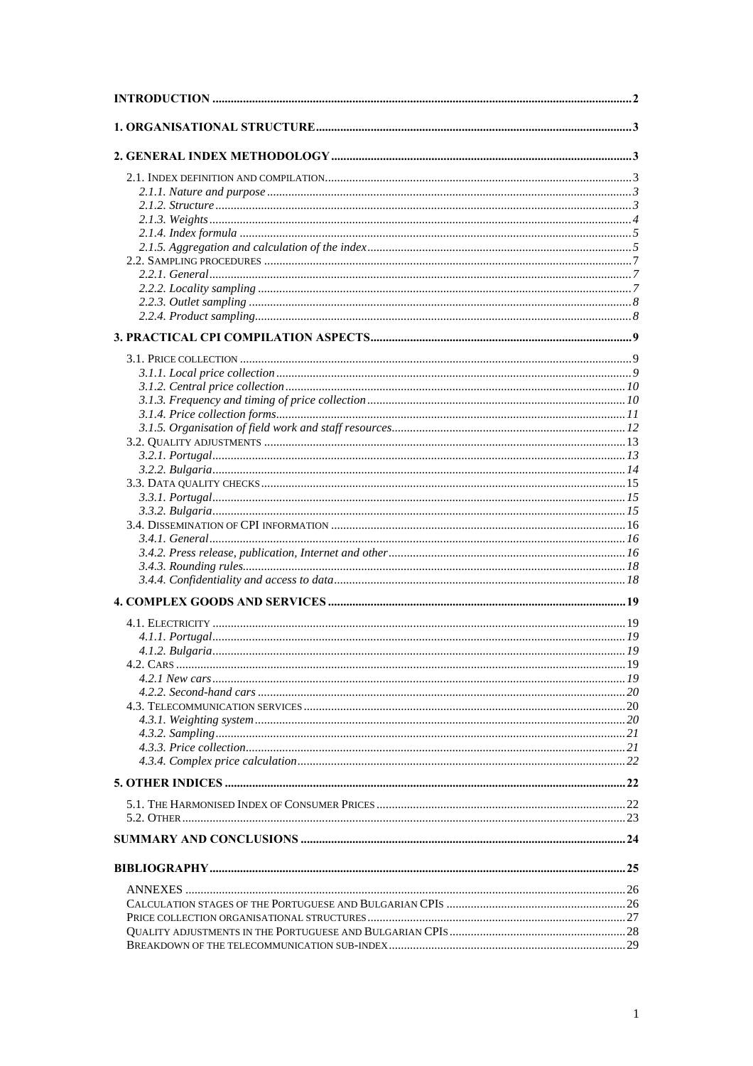**INTRODUCTION** .......... 2

**1. ORGANISATIONAL STRUCTURE** .......... 3

**2. GENERAL INDEX METHODOLOGY** .......... 3

2.1. Index definition and compilation .......... 3
- *2.1.1. Nature and purpose* .......... 3
- *2.1.2. Structure* .......... 3
- *2.1.3. Weights* .......... 4
- *2.1.4. Index formula* .......... 5
- *2.1.5. Aggregation and calculation of the index* .......... 5

2.2. Sampling procedures .......... 7
- *2.2.1. General* .......... 7
- *2.2.2. Locality sampling* .......... 7
- *2.2.3. Outlet sampling* .......... 8
- *2.2.4. Product sampling* .......... 8

**3. PRACTICAL CPI COMPILATION ASPECTS** .......... 9

3.1. Price collection .......... 9
- *3.1.1. Local price collection* .......... 9
- *3.1.2. Central price collection* .......... 10
- *3.1.3. Frequency and timing of price collection* .......... 10
- *3.1.4. Price collection forms* .......... 11
- *3.1.5. Organisation of field work and staff resources* .......... 12

3.2. Quality adjustments .......... 13
- *3.2.1. Portugal* .......... 13
- *3.2.2. Bulgaria* .......... 14

3.3. Data quality checks .......... 15
- *3.3.1. Portugal* .......... 15
- *3.3.2. Bulgaria* .......... 15

3.4. Dissemination of CPI information .......... 16
- *3.4.1. General* .......... 16
- *3.4.2. Press release, publication, Internet and other* .......... 16
- *3.4.3. Rounding rules* .......... 18
- *3.4.4. Confidentiality and access to data* .......... 18

**4. COMPLEX GOODS AND SERVICES** .......... 19

4.1. Electricity .......... 19
- *4.1.1. Portugal* .......... 19
- *4.1.2. Bulgaria* .......... 19

4.2. Cars .......... 19
- *4.2.1 New cars* .......... 19
- *4.2.2. Second-hand cars* .......... 20

4.3. Telecommunication services .......... 20
- *4.3.1. Weighting system* .......... 20
- *4.3.2. Sampling* .......... 21
- *4.3.3. Price collection* .......... 21
- *4.3.4. Complex price calculation* .......... 22

**5. OTHER INDICES** .......... 22

5.1. The Harmonised Index of Consumer Prices .......... 22

5.2. Other .......... 23

**SUMMARY AND CONCLUSIONS** .......... 24

**BIBLIOGRAPHY** .......... 25

ANNEXES .......... 26

Calculation stages of the Portuguese and Bulgarian CPIs .......... 26

Price collection organisational structures .......... 27

Quality adjustments in the Portuguese and Bulgarian CPIs .......... 28

Breakdown of the telecommunication sub-index .......... 29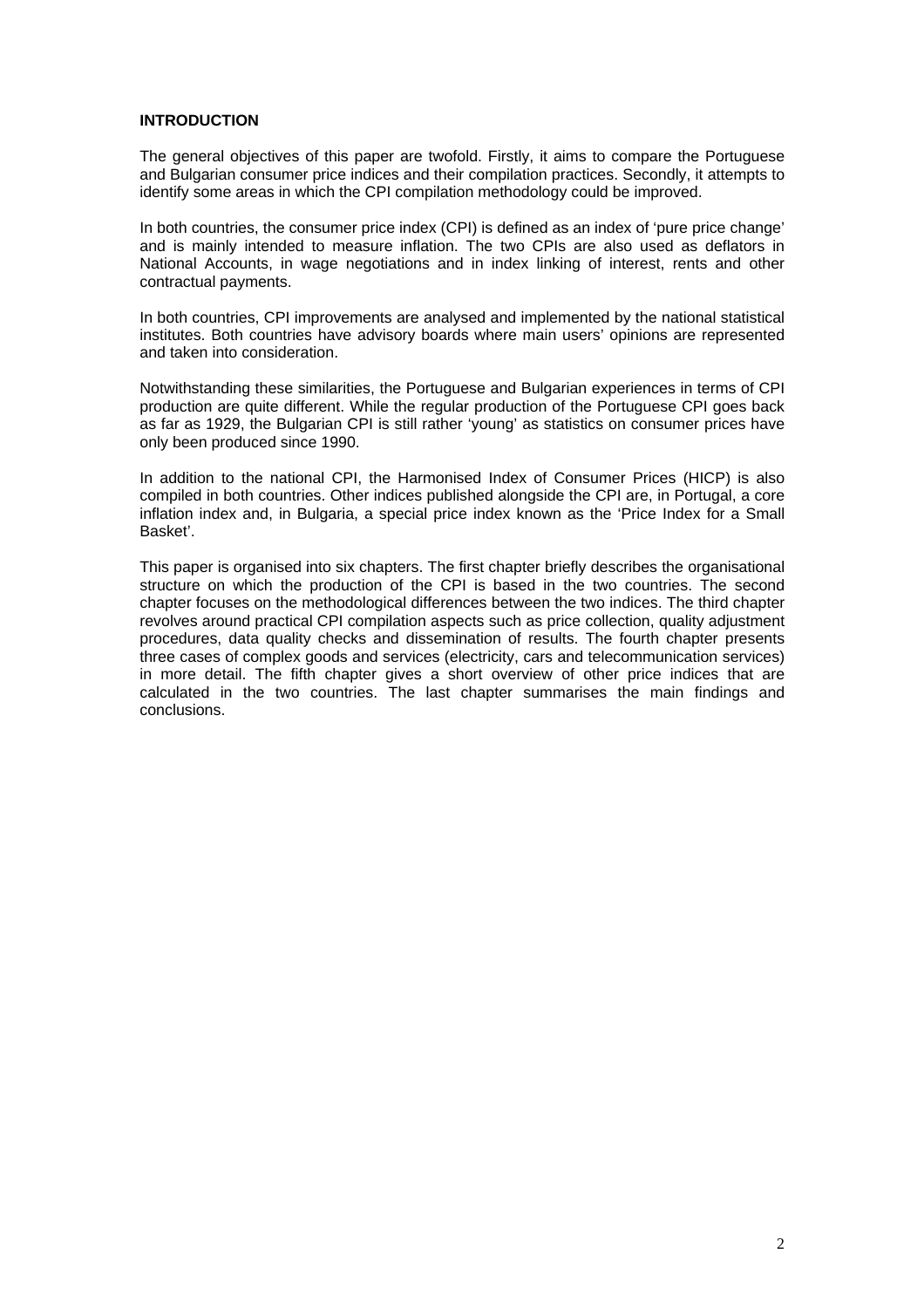## INTRODUCTION

The general objectives of this paper are twofold. Firstly, it aims to compare the Portuguese and Bulgarian consumer price indices and their compilation practices. Secondly, it attempts to identify some areas in which the CPI compilation methodology could be improved.

In both countries, the consumer price index (CPI) is defined as an index of 'pure price change' and is mainly intended to measure inflation. The two CPIs are also used as deflators in National Accounts, in wage negotiations and in index linking of interest, rents and other contractual payments.

In both countries, CPI improvements are analysed and implemented by the national statistical institutes. Both countries have advisory boards where main users' opinions are represented and taken into consideration.

Notwithstanding these similarities, the Portuguese and Bulgarian experiences in terms of CPI production are quite different. While the regular production of the Portuguese CPI goes back as far as 1929, the Bulgarian CPI is still rather 'young' as statistics on consumer prices have only been produced since 1990.

In addition to the national CPI, the Harmonised Index of Consumer Prices (HICP) is also compiled in both countries. Other indices published alongside the CPI are, in Portugal, a core inflation index and, in Bulgaria, a special price index known as the 'Price Index for a Small Basket'.

This paper is organised into six chapters. The first chapter briefly describes the organisational structure on which the production of the CPI is based in the two countries. The second chapter focuses on the methodological differences between the two indices. The third chapter revolves around practical CPI compilation aspects such as price collection, quality adjustment procedures, data quality checks and dissemination of results. The fourth chapter presents three cases of complex goods and services (electricity, cars and telecommunication services) in more detail. The fifth chapter gives a short overview of other price indices that are calculated in the two countries. The last chapter summarises the main findings and conclusions.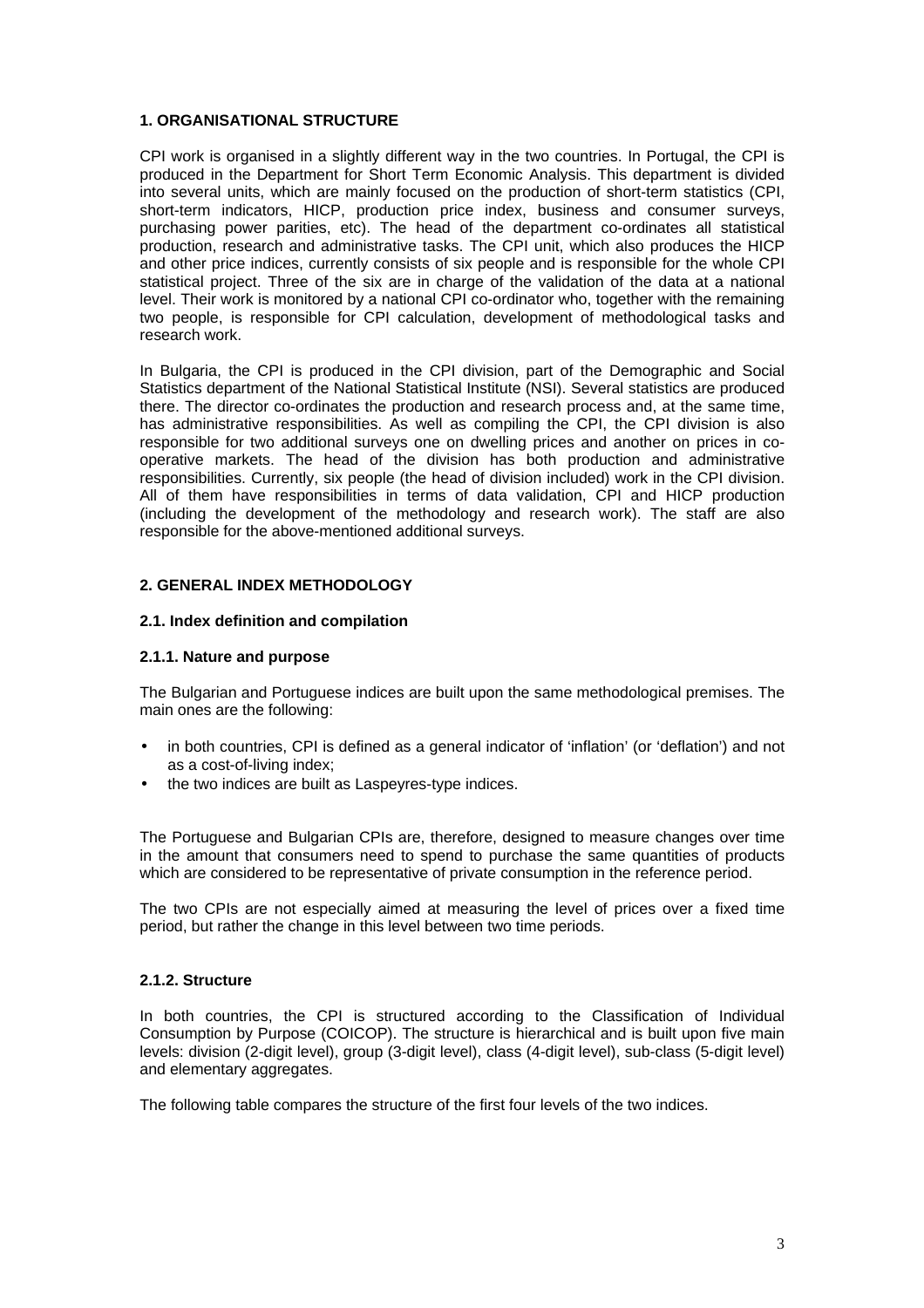## 1. ORGANISATIONAL STRUCTURE

CPI work is organised in a slightly different way in the two countries. In Portugal, the CPI is produced in the Department for Short Term Economic Analysis. This department is divided into several units, which are mainly focused on the production of short-term statistics (CPI, short-term indicators, HICP, production price index, business and consumer surveys, purchasing power parities, etc). The head of the department co-ordinates all statistical production, research and administrative tasks. The CPI unit, which also produces the HICP and other price indices, currently consists of six people and is responsible for the whole CPI statistical project. Three of the six are in charge of the validation of the data at a national level. Their work is monitored by a national CPI co-ordinator who, together with the remaining two people, is responsible for CPI calculation, development of methodological tasks and research work.

In Bulgaria, the CPI is produced in the CPI division, part of the Demographic and Social Statistics department of the National Statistical Institute (NSI). Several statistics are produced there. The director co-ordinates the production and research process and, at the same time, has administrative responsibilities. As well as compiling the CPI, the CPI division is also responsible for two additional surveys one on dwelling prices and another on prices in co-operative markets. The head of the division has both production and administrative responsibilities. Currently, six people (the head of division included) work in the CPI division. All of them have responsibilities in terms of data validation, CPI and HICP production (including the development of the methodology and research work). The staff are also responsible for the above-mentioned additional surveys.

## 2. GENERAL INDEX METHODOLOGY

### 2.1. Index definition and compilation

#### 2.1.1. Nature and purpose

The Bulgarian and Portuguese indices are built upon the same methodological premises. The main ones are the following:

- in both countries, CPI is defined as a general indicator of 'inflation' (or 'deflation') and not as a cost-of-living index;
- the two indices are built as Laspeyres-type indices.

The Portuguese and Bulgarian CPIs are, therefore, designed to measure changes over time in the amount that consumers need to spend to purchase the same quantities of products which are considered to be representative of private consumption in the reference period.

The two CPIs are not especially aimed at measuring the level of prices over a fixed time period, but rather the change in this level between two time periods.

#### 2.1.2. Structure

In both countries, the CPI is structured according to the Classification of Individual Consumption by Purpose (COICOP). The structure is hierarchical and is built upon five main levels: division (2-digit level), group (3-digit level), class (4-digit level), sub-class (5-digit level) and elementary aggregates.

The following table compares the structure of the first four levels of the two indices.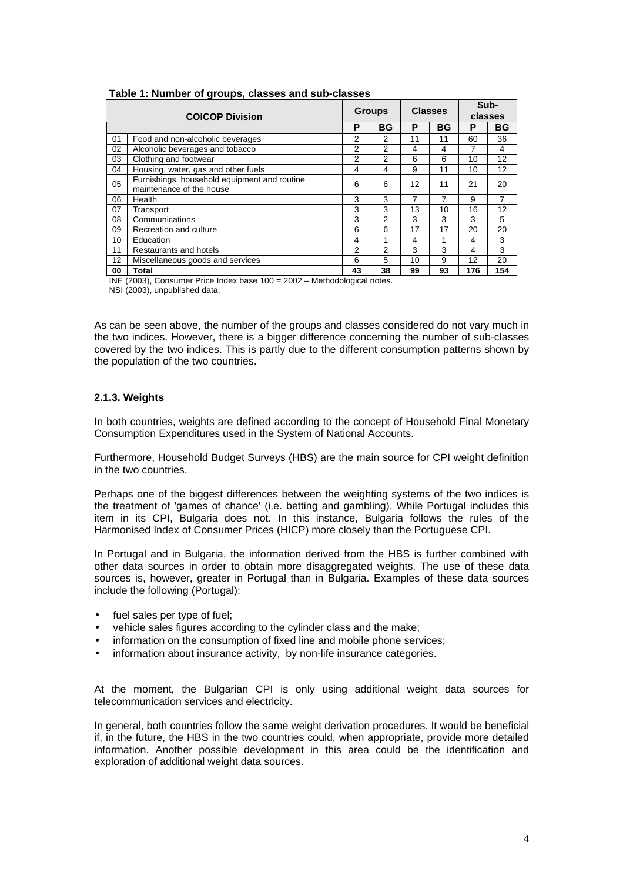**Table 1: Number of groups, classes and sub-classes**

| COICOP Division | | Groups | | Classes | | Sub-classes | |
|---|---|---|---|---|---|---|---|
| | | P | BG | P | BG | P | BG |
| 01 | Food and non-alcoholic beverages | 2 | 2 | 11 | 11 | 60 | 36 |
| 02 | Alcoholic beverages and tobacco | 2 | 2 | 4 | 4 | 7 | 4 |
| 03 | Clothing and footwear | 2 | 2 | 6 | 6 | 10 | 12 |
| 04 | Housing, water, gas and other fuels | 4 | 4 | 9 | 11 | 10 | 12 |
| 05 | Furnishings, household equipment and routine maintenance of the house | 6 | 6 | 12 | 11 | 21 | 20 |
| 06 | Health | 3 | 3 | 7 | 7 | 9 | 7 |
| 07 | Transport | 3 | 3 | 13 | 10 | 16 | 12 |
| 08 | Communications | 3 | 2 | 3 | 3 | 3 | 5 |
| 09 | Recreation and culture | 6 | 6 | 17 | 17 | 20 | 20 |
| 10 | Education | 4 | 1 | 4 | 1 | 4 | 3 |
| 11 | Restaurants and hotels | 2 | 2 | 3 | 3 | 4 | 3 |
| 12 | Miscellaneous goods and services | 6 | 5 | 10 | 9 | 12 | 20 |
| **00** | **Total** | **43** | **38** | **99** | **93** | **176** | **154** |

INE (2003), Consumer Price Index base 100 = 2002 – Methodological notes.
NSI (2003), unpublished data.

As can be seen above, the number of the groups and classes considered do not vary much in the two indices. However, there is a bigger difference concerning the number of sub-classes covered by the two indices. This is partly due to the different consumption patterns shown by the population of the two countries.

### 2.1.3. Weights

In both countries, weights are defined according to the concept of Household Final Monetary Consumption Expenditures used in the System of National Accounts.

Furthermore, Household Budget Surveys (HBS) are the main source for CPI weight definition in the two countries.

Perhaps one of the biggest differences between the weighting systems of the two indices is the treatment of 'games of chance' (i.e. betting and gambling). While Portugal includes this item in its CPI, Bulgaria does not. In this instance, Bulgaria follows the rules of the Harmonised Index of Consumer Prices (HICP) more closely than the Portuguese CPI.

In Portugal and in Bulgaria, the information derived from the HBS is further combined with other data sources in order to obtain more disaggregated weights. The use of these data sources is, however, greater in Portugal than in Bulgaria. Examples of these data sources include the following (Portugal):

- fuel sales per type of fuel;
- vehicle sales figures according to the cylinder class and the make;
- information on the consumption of fixed line and mobile phone services;
- information about insurance activity, by non-life insurance categories.

At the moment, the Bulgarian CPI is only using additional weight data sources for telecommunication services and electricity.

In general, both countries follow the same weight derivation procedures. It would be beneficial if, in the future, the HBS in the two countries could, when appropriate, provide more detailed information. Another possible development in this area could be the identification and exploration of additional weight data sources.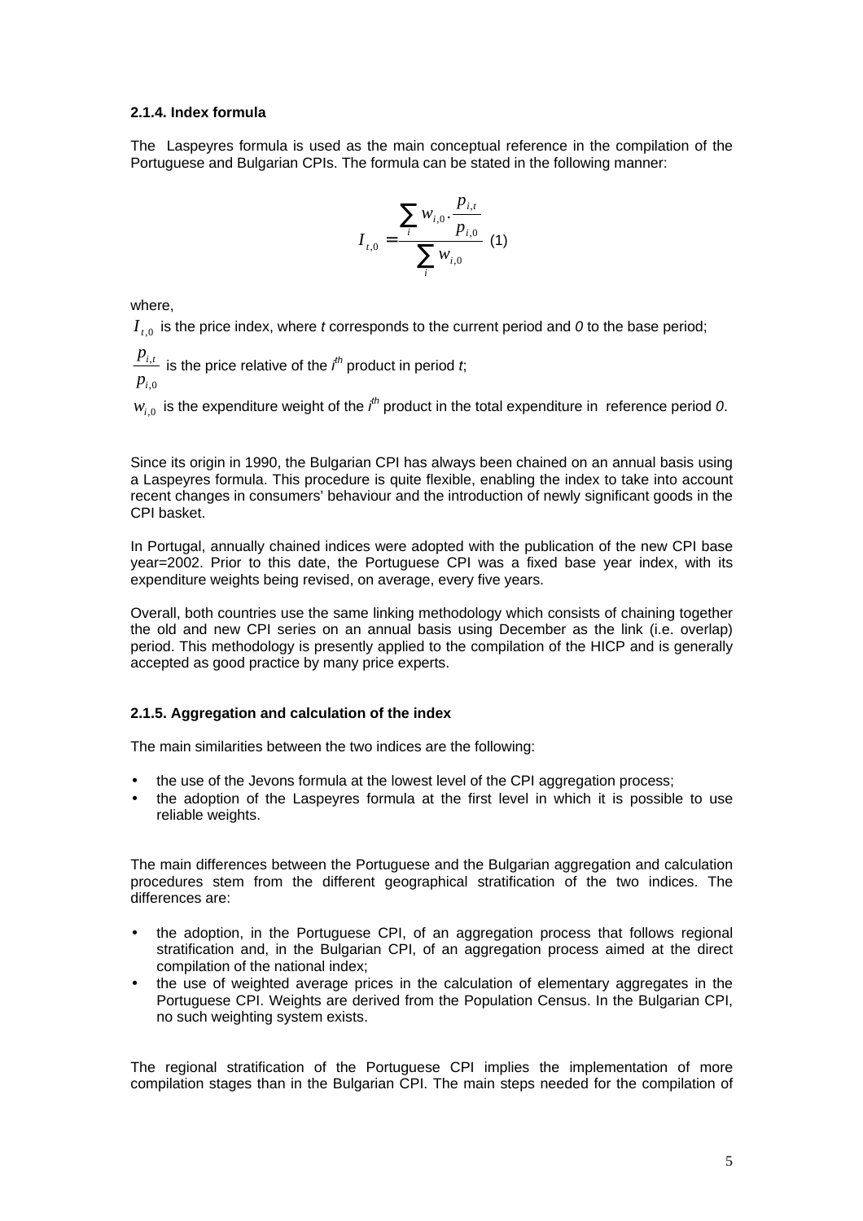#### 2.1.4. Index formula

The Laspeyres formula is used as the main conceptual reference in the compilation of the Portuguese and Bulgarian CPIs. The formula can be stated in the following manner:

$$I_{t,0} = \frac{\sum_i w_{i,0} \cdot \frac{p_{i,t}}{p_{i,0}}}{\sum_i w_{i,0}} \quad (1)$$

where,

$I_{t,0}$ is the price index, where *t* corresponds to the current period and *0* to the base period;

$\frac{p_{i,t}}{p_{i,0}}$ is the price relative of the $i^{th}$ product in period *t*;

$w_{i,0}$ is the expenditure weight of the $i^{th}$ product in the total expenditure in reference period *0*.

Since its origin in 1990, the Bulgarian CPI has always been chained on an annual basis using a Laspeyres formula. This procedure is quite flexible, enabling the index to take into account recent changes in consumers' behaviour and the introduction of newly significant goods in the CPI basket.

In Portugal, annually chained indices were adopted with the publication of the new CPI base year=2002. Prior to this date, the Portuguese CPI was a fixed base year index, with its expenditure weights being revised, on average, every five years.

Overall, both countries use the same linking methodology which consists of chaining together the old and new CPI series on an annual basis using December as the link (i.e. overlap) period. This methodology is presently applied to the compilation of the HICP and is generally accepted as good practice by many price experts.

#### 2.1.5. Aggregation and calculation of the index

The main similarities between the two indices are the following:

- the use of the Jevons formula at the lowest level of the CPI aggregation process;
- the adoption of the Laspeyres formula at the first level in which it is possible to use reliable weights.

The main differences between the Portuguese and the Bulgarian aggregation and calculation procedures stem from the different geographical stratification of the two indices. The differences are:

- the adoption, in the Portuguese CPI, of an aggregation process that follows regional stratification and, in the Bulgarian CPI, of an aggregation process aimed at the direct compilation of the national index;
- the use of weighted average prices in the calculation of elementary aggregates in the Portuguese CPI. Weights are derived from the Population Census. In the Bulgarian CPI, no such weighting system exists.

The regional stratification of the Portuguese CPI implies the implementation of more compilation stages than in the Bulgarian CPI. The main steps needed for the compilation of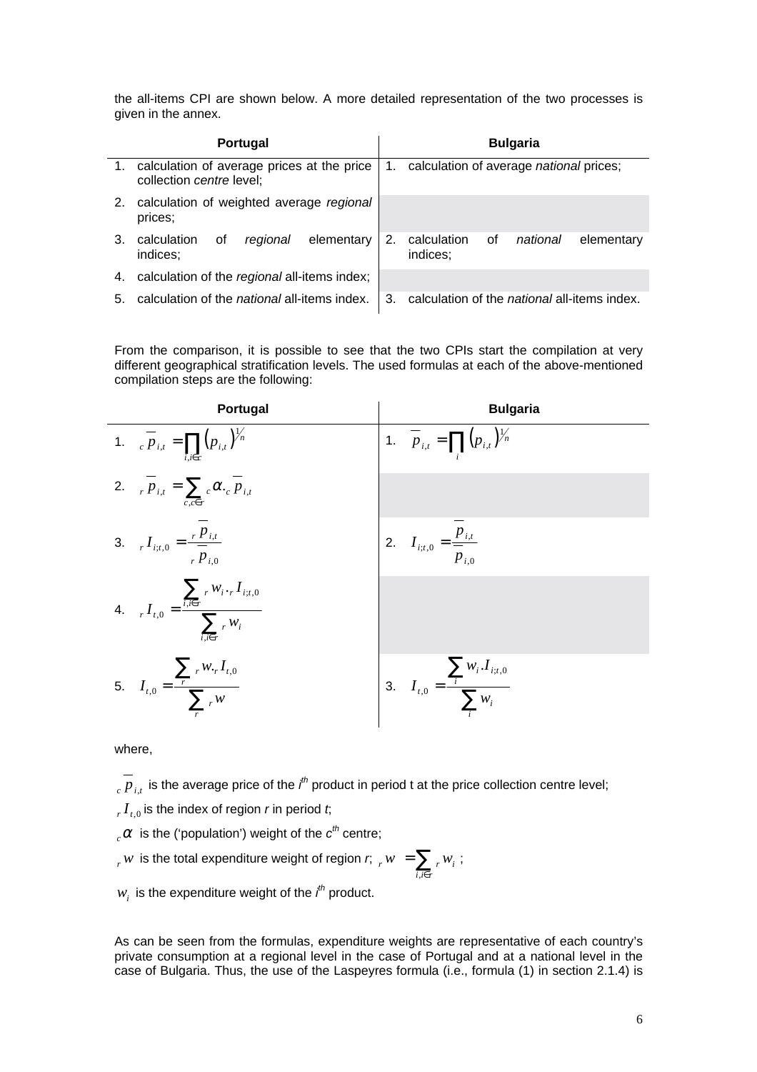the all-items CPI are shown below. A more detailed representation of the two processes is given in the annex.

| Portugal | Bulgaria |
|---|---|
| 1. calculation of average prices at the price collection *centre* level; | 1. calculation of average *national* prices; |
| 2. calculation of weighted average *regional* prices; | |
| 3. calculation of *regional* elementary indices; | 2. calculation of *national* elementary indices; |
| 4. calculation of the *regional* all-items index; | |
| 5. calculation of the *national* all-items index. | 3. calculation of the *national* all-items index. |

From the comparison, it is possible to see that the two CPIs start the compilation at very different geographical stratification levels. The used formulas at each of the above-mentioned compilation steps are the following:

| Portugal | Bulgaria |
|---|---|
| 1. $_{c}\overline{p}_{i,t} = \prod_{i,i \in c} \left(p_{i,t}\right)^{1/n}$ | 1. $\overline{p}_{i,t} = \prod_{i} \left(p_{i,t}\right)^{1/n}$ |
| 2. $_{r}\overline{p}_{i,t} = \sum_{c,c \in r} {_{c}\alpha} \cdot {_{c}\overline{p}_{i,t}}$ | |
| 3. $_{r}I_{i;t,0} = \frac{_{r}\overline{p}_{i,t}}{_{r}\overline{p}_{i,0}}$ | 2. $I_{i;t,0} = \frac{\overline{p}_{i,t}}{\overline{p}_{i,0}}$ |
| 4. $_{r}I_{t,0} = \frac{\sum_{i,i \in r} {_{r}w_{i}} \cdot {_{r}I_{i;t,0}}}{\sum_{i,i \in r} {_{r}w_{i}}}$ | |
| 5. $I_{t,0} = \frac{\sum_{r} {_{r}w} \cdot {_{r}I_{t,0}}}{\sum_{r} {_{r}w}}$ | 3. $I_{t,0} = \frac{\sum_{i} w_{i} \cdot I_{i;t,0}}{\sum_{i} w_{i}}$ |

where,

$_{c}\overline{p}_{i,t}$ is the average price of the $i^{th}$ product in period t at the price collection centre level;

$_{r}I_{t,0}$ is the index of region *r* in period *t*;

$_{c}\alpha$ is the ('population') weight of the $c^{th}$ centre;

$_{r}w$ is the total expenditure weight of region *r*; $_{r}w = \sum_{i,i \in r} {_{r}w_{i}}$ ;

$w_{i}$ is the expenditure weight of the $i^{th}$ product.

As can be seen from the formulas, expenditure weights are representative of each country's private consumption at a regional level in the case of Portugal and at a national level in the case of Bulgaria. Thus, the use of the Laspeyres formula (i.e., formula (1) in section 2.1.4) is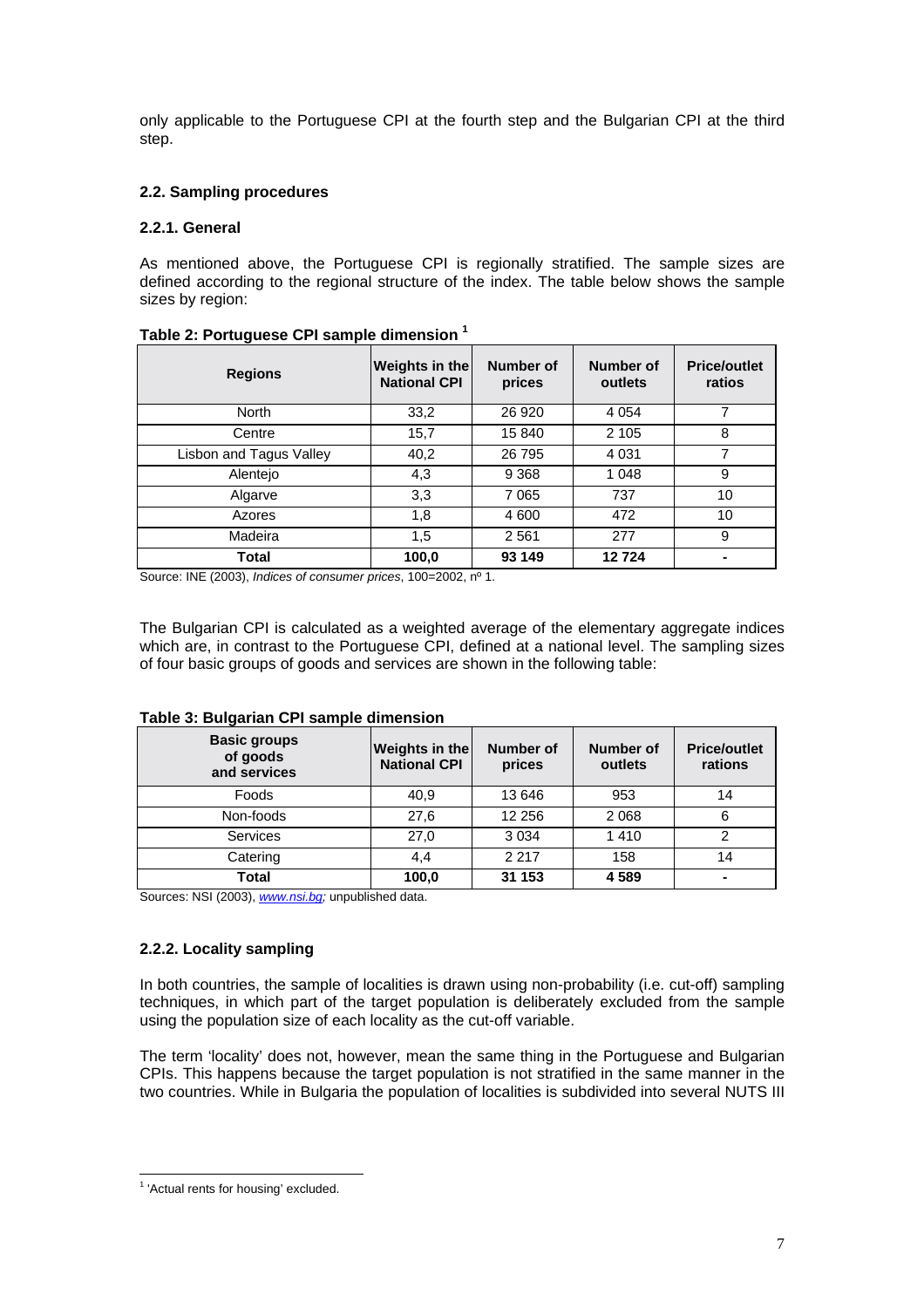only applicable to the Portuguese CPI at the fourth step and the Bulgarian CPI at the third step.

### 2.2. Sampling procedures

#### 2.2.1. General

As mentioned above, the Portuguese CPI is regionally stratified. The sample sizes are defined according to the regional structure of the index. The table below shows the sample sizes by region:

**Table 2: Portuguese CPI sample dimension [1]**

| Regions | Weights in the National CPI | Number of prices | Number of outlets | Price/outlet ratios |
|---|---|---|---|---|
| North | 33,2 | 26 920 | 4 054 | 7 |
| Centre | 15,7 | 15 840 | 2 105 | 8 |
| Lisbon and Tagus Valley | 40,2 | 26 795 | 4 031 | 7 |
| Alentejo | 4,3 | 9 368 | 1 048 | 9 |
| Algarve | 3,3 | 7 065 | 737 | 10 |
| Azores | 1,8 | 4 600 | 472 | 10 |
| Madeira | 1,5 | 2 561 | 277 | 9 |
| **Total** | **100,0** | **93 149** | **12 724** | **-** |

Source: INE (2003), *Indices of consumer prices*, 100=2002, nº 1.

The Bulgarian CPI is calculated as a weighted average of the elementary aggregate indices which are, in contrast to the Portuguese CPI, defined at a national level. The sampling sizes of four basic groups of goods and services are shown in the following table:

**Table 3: Bulgarian CPI sample dimension**

| Basic groups of goods and services | Weights in the National CPI | Number of prices | Number of outlets | Price/outlet rations |
|---|---|---|---|---|
| Foods | 40,9 | 13 646 | 953 | 14 |
| Non-foods | 27,6 | 12 256 | 2 068 | 6 |
| Services | 27,0 | 3 034 | 1 410 | 2 |
| Catering | 4,4 | 2 217 | 158 | 14 |
| **Total** | **100,0** | **31 153** | **4 589** | **-** |

Sources: NSI (2003), *www.nsi.bg;* unpublished data.

#### 2.2.2. Locality sampling

In both countries, the sample of localities is drawn using non-probability (i.e. cut-off) sampling techniques, in which part of the target population is deliberately excluded from the sample using the population size of each locality as the cut-off variable.

The term 'locality' does not, however, mean the same thing in the Portuguese and Bulgarian CPIs. This happens because the target population is not stratified in the same manner in the two countries. While in Bulgaria the population of localities is subdivided into several NUTS III

[1] 'Actual rents for housing' excluded.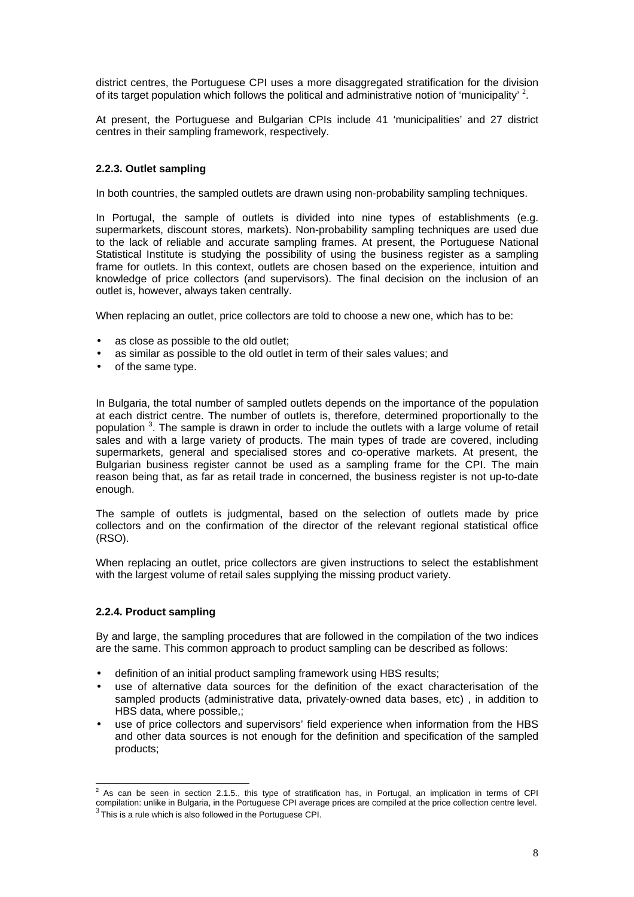district centres, the Portuguese CPI uses a more disaggregated stratification for the division of its target population which follows the political and administrative notion of 'municipality' [2].

At present, the Portuguese and Bulgarian CPIs include 41 'municipalities' and 27 district centres in their sampling framework, respectively.

### 2.2.3. Outlet sampling

In both countries, the sampled outlets are drawn using non-probability sampling techniques.

In Portugal, the sample of outlets is divided into nine types of establishments (e.g. supermarkets, discount stores, markets). Non-probability sampling techniques are used due to the lack of reliable and accurate sampling frames. At present, the Portuguese National Statistical Institute is studying the possibility of using the business register as a sampling frame for outlets. In this context, outlets are chosen based on the experience, intuition and knowledge of price collectors (and supervisors). The final decision on the inclusion of an outlet is, however, always taken centrally.

When replacing an outlet, price collectors are told to choose a new one, which has to be:

- as close as possible to the old outlet;
- as similar as possible to the old outlet in term of their sales values; and
- of the same type.

In Bulgaria, the total number of sampled outlets depends on the importance of the population at each district centre. The number of outlets is, therefore, determined proportionally to the population [3]. The sample is drawn in order to include the outlets with a large volume of retail sales and with a large variety of products. The main types of trade are covered, including supermarkets, general and specialised stores and co-operative markets. At present, the Bulgarian business register cannot be used as a sampling frame for the CPI. The main reason being that, as far as retail trade in concerned, the business register is not up-to-date enough.

The sample of outlets is judgmental, based on the selection of outlets made by price collectors and on the confirmation of the director of the relevant regional statistical office (RSO).

When replacing an outlet, price collectors are given instructions to select the establishment with the largest volume of retail sales supplying the missing product variety.

### 2.2.4. Product sampling

By and large, the sampling procedures that are followed in the compilation of the two indices are the same. This common approach to product sampling can be described as follows:

- definition of an initial product sampling framework using HBS results;
- use of alternative data sources for the definition of the exact characterisation of the sampled products (administrative data, privately-owned data bases, etc) , in addition to HBS data, where possible,;
- use of price collectors and supervisors' field experience when information from the HBS and other data sources is not enough for the definition and specification of the sampled products;

---

[2] As can be seen in section 2.1.5., this type of stratification has, in Portugal, an implication in terms of CPI compilation: unlike in Bulgaria, in the Portuguese CPI average prices are compiled at the price collection centre level.

[3] This is a rule which is also followed in the Portuguese CPI.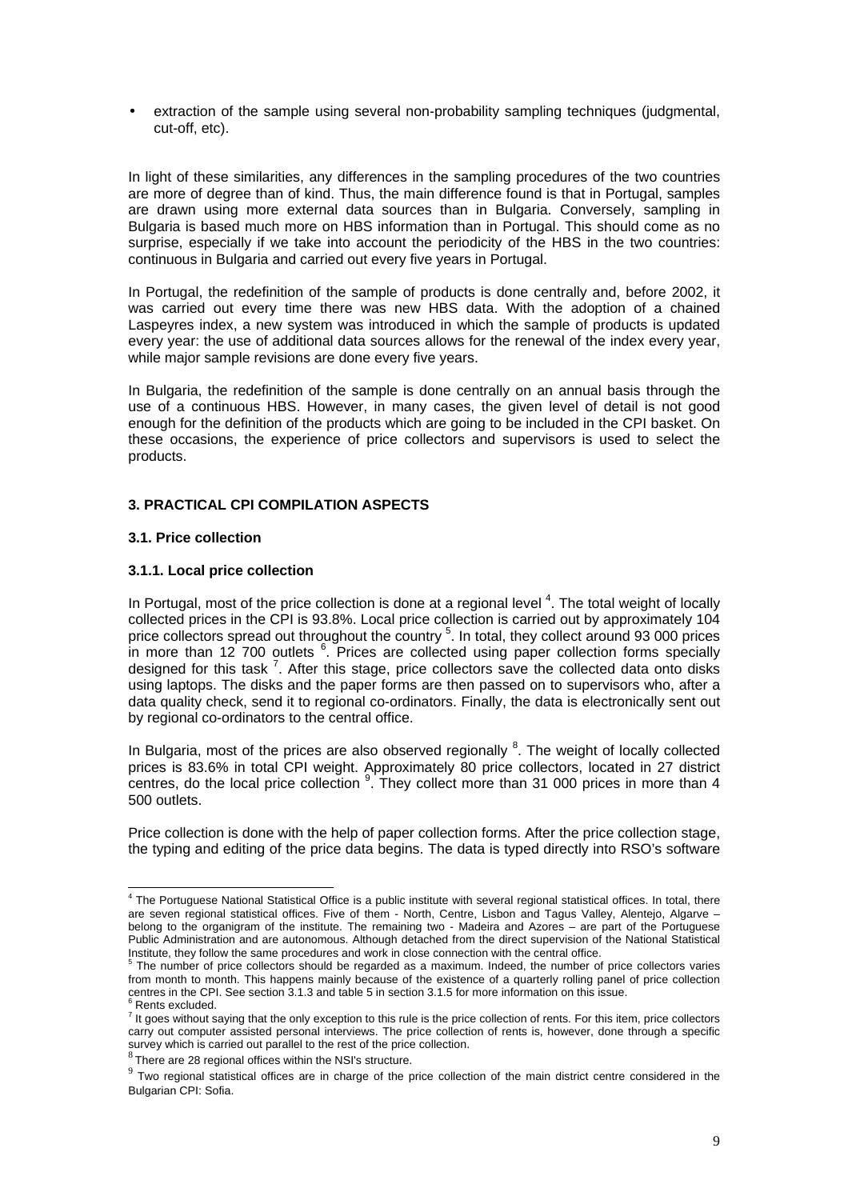- extraction of the sample using several non-probability sampling techniques (judgmental, cut-off, etc).

In light of these similarities, any differences in the sampling procedures of the two countries are more of degree than of kind. Thus, the main difference found is that in Portugal, samples are drawn using more external data sources than in Bulgaria. Conversely, sampling in Bulgaria is based much more on HBS information than in Portugal. This should come as no surprise, especially if we take into account the periodicity of the HBS in the two countries: continuous in Bulgaria and carried out every five years in Portugal.

In Portugal, the redefinition of the sample of products is done centrally and, before 2002, it was carried out every time there was new HBS data. With the adoption of a chained Laspeyres index, a new system was introduced in which the sample of products is updated every year: the use of additional data sources allows for the renewal of the index every year, while major sample revisions are done every five years.

In Bulgaria, the redefinition of the sample is done centrally on an annual basis through the use of a continuous HBS. However, in many cases, the given level of detail is not good enough for the definition of the products which are going to be included in the CPI basket. On these occasions, the experience of price collectors and supervisors is used to select the products.

## 3. PRACTICAL CPI COMPILATION ASPECTS

### 3.1. Price collection

#### 3.1.1. Local price collection

In Portugal, most of the price collection is done at a regional level [4]. The total weight of locally collected prices in the CPI is 93.8%. Local price collection is carried out by approximately 104 price collectors spread out throughout the country [5]. In total, they collect around 93 000 prices in more than 12 700 outlets [6]. Prices are collected using paper collection forms specially designed for this task [7]. After this stage, price collectors save the collected data onto disks using laptops. The disks and the paper forms are then passed on to supervisors who, after a data quality check, send it to regional co-ordinators. Finally, the data is electronically sent out by regional co-ordinators to the central office.

In Bulgaria, most of the prices are also observed regionally [8]. The weight of locally collected prices is 83.6% in total CPI weight. Approximately 80 price collectors, located in 27 district centres, do the local price collection [9]. They collect more than 31 000 prices in more than 4 500 outlets.

Price collection is done with the help of paper collection forms. After the price collection stage, the typing and editing of the price data begins. The data is typed directly into RSO's software

---

[4] The Portuguese National Statistical Office is a public institute with several regional statistical offices. In total, there are seven regional statistical offices. Five of them - North, Centre, Lisbon and Tagus Valley, Alentejo, Algarve – belong to the organigram of the institute. The remaining two - Madeira and Azores – are part of the Portuguese Public Administration and are autonomous. Although detached from the direct supervision of the National Statistical Institute, they follow the same procedures and work in close connection with the central office.

[5] The number of price collectors should be regarded as a maximum. Indeed, the number of price collectors varies from month to month. This happens mainly because of the existence of a quarterly rolling panel of price collection centres in the CPI. See section 3.1.3 and table 5 in section 3.1.5 for more information on this issue.

[6] Rents excluded.

[7] It goes without saying that the only exception to this rule is the price collection of rents. For this item, price collectors carry out computer assisted personal interviews. The price collection of rents is, however, done through a specific survey which is carried out parallel to the rest of the price collection.

[8] There are 28 regional offices within the NSI's structure.

[9] Two regional statistical offices are in charge of the price collection of the main district centre considered in the Bulgarian CPI: Sofia.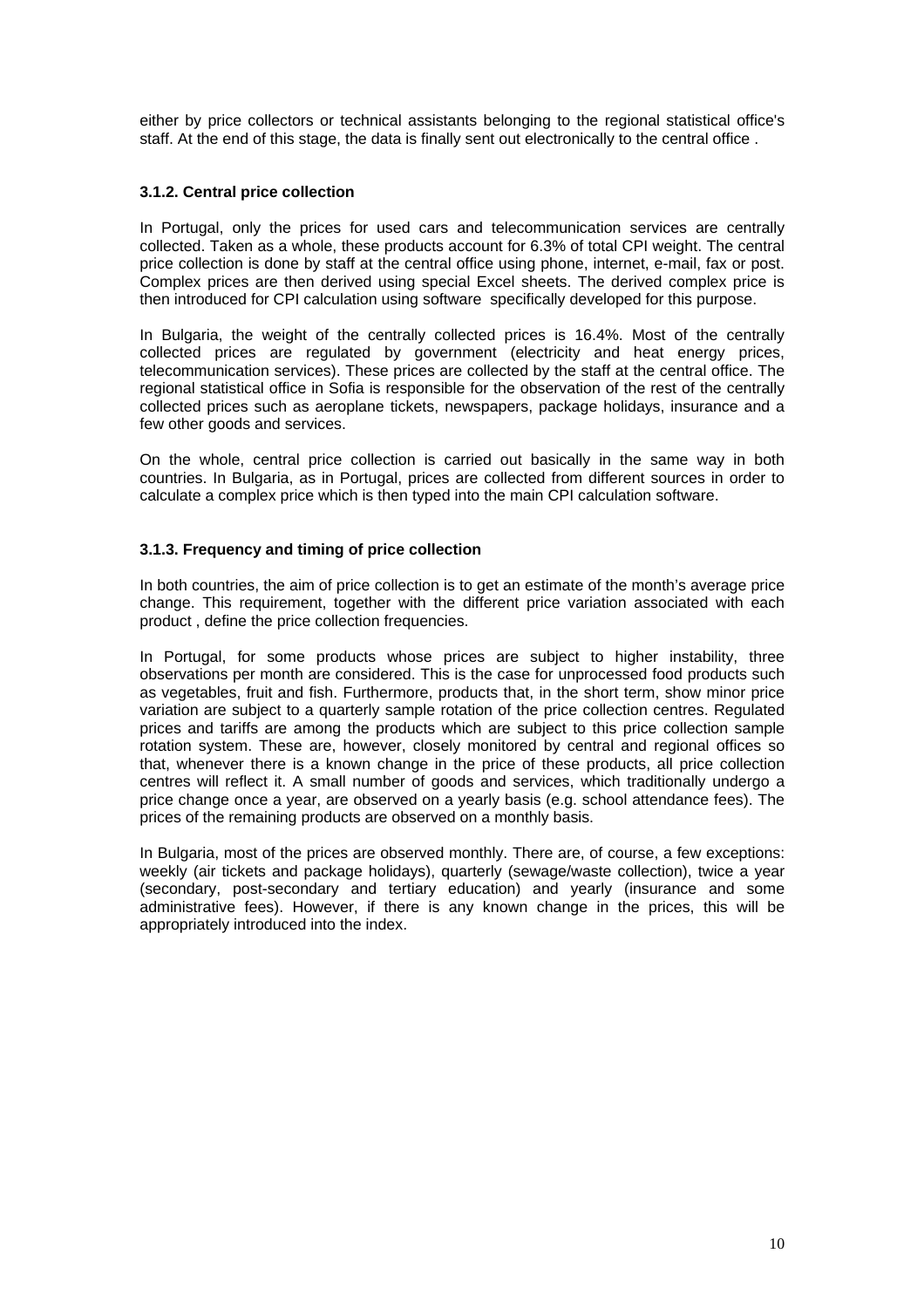either by price collectors or technical assistants belonging to the regional statistical office's staff. At the end of this stage, the data is finally sent out electronically to the central office .

### 3.1.2. Central price collection

In Portugal, only the prices for used cars and telecommunication services are centrally collected. Taken as a whole, these products account for 6.3% of total CPI weight. The central price collection is done by staff at the central office using phone, internet, e-mail, fax or post. Complex prices are then derived using special Excel sheets. The derived complex price is then introduced for CPI calculation using software specifically developed for this purpose.

In Bulgaria, the weight of the centrally collected prices is 16.4%. Most of the centrally collected prices are regulated by government (electricity and heat energy prices, telecommunication services). These prices are collected by the staff at the central office. The regional statistical office in Sofia is responsible for the observation of the rest of the centrally collected prices such as aeroplane tickets, newspapers, package holidays, insurance and a few other goods and services.

On the whole, central price collection is carried out basically in the same way in both countries. In Bulgaria, as in Portugal, prices are collected from different sources in order to calculate a complex price which is then typed into the main CPI calculation software.

### 3.1.3. Frequency and timing of price collection

In both countries, the aim of price collection is to get an estimate of the month's average price change. This requirement, together with the different price variation associated with each product , define the price collection frequencies.

In Portugal, for some products whose prices are subject to higher instability, three observations per month are considered. This is the case for unprocessed food products such as vegetables, fruit and fish. Furthermore, products that, in the short term, show minor price variation are subject to a quarterly sample rotation of the price collection centres. Regulated prices and tariffs are among the products which are subject to this price collection sample rotation system. These are, however, closely monitored by central and regional offices so that, whenever there is a known change in the price of these products, all price collection centres will reflect it. A small number of goods and services, which traditionally undergo a price change once a year, are observed on a yearly basis (e.g. school attendance fees). The prices of the remaining products are observed on a monthly basis.

In Bulgaria, most of the prices are observed monthly. There are, of course, a few exceptions: weekly (air tickets and package holidays), quarterly (sewage/waste collection), twice a year (secondary, post-secondary and tertiary education) and yearly (insurance and some administrative fees). However, if there is any known change in the prices, this will be appropriately introduced into the index.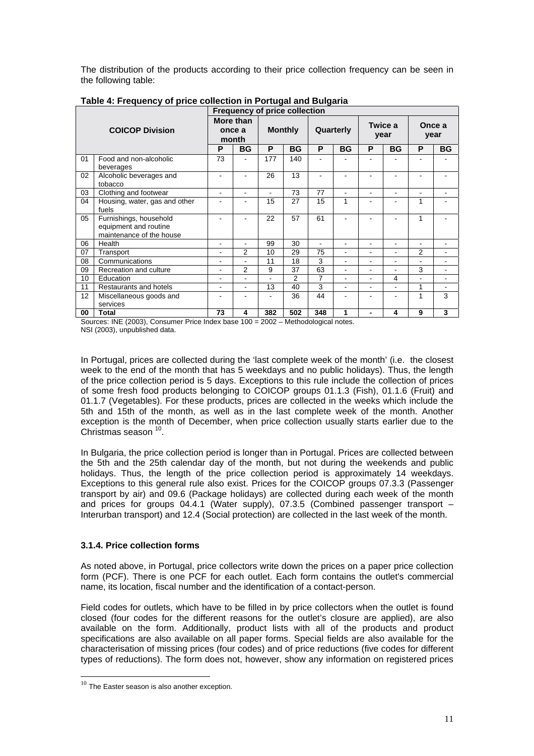The distribution of the products according to their price collection frequency can be seen in the following table:

**Table 4: Frequency of price collection in Portugal and Bulgaria**

| | COICOP Division | Frequency of price collection | | | | | | | | | |
|---|---|---|---|---|---|---|---|---|---|---|---|
| | | More than once a month | | Monthly | | Quarterly | | Twice a year | | Once a year | |
| | | P | BG | P | BG | P | BG | P | BG | P | BG |
| 01 | Food and non-alcoholic beverages | 73 | - | 177 | 140 | - | - | - | - | - | - |
| 02 | Alcoholic beverages and tobacco | - | - | 26 | 13 | - | - | - | - | - | - |
| 03 | Clothing and footwear | - | - | - | 73 | 77 | - | - | - | - | - |
| 04 | Housing, water, gas and other fuels | - | - | 15 | 27 | 15 | 1 | - | - | 1 | - |
| 05 | Furnishings, household equipment and routine maintenance of the house | - | - | 22 | 57 | 61 | - | - | - | 1 | - |
| 06 | Health | - | - | 99 | 30 | - | - | - | - | - | - |
| 07 | Transport | - | 2 | 10 | 29 | 75 | - | - | - | 2 | - |
| 08 | Communications | - | - | 11 | 18 | 3 | - | - | - | - | - |
| 09 | Recreation and culture | - | 2 | 9 | 37 | 63 | - | - | - | 3 | - |
| 10 | Education | - | - | - | 2 | 7 | - | - | 4 | - | - |
| 11 | Restaurants and hotels | - | - | 13 | 40 | 3 | - | - | - | 1 | - |
| 12 | Miscellaneous goods and services | - | - | - | 36 | 44 | - | - | - | 1 | 3 |
| **00** | **Total** | **73** | **4** | **382** | **502** | **348** | **1** | **-** | **4** | **9** | **3** |

Sources: INE (2003), Consumer Price Index base 100 = 2002 – Methodological notes.
NSI (2003), unpublished data.

In Portugal, prices are collected during the 'last complete week of the month' (i.e. the closest week to the end of the month that has 5 weekdays and no public holidays). Thus, the length of the price collection period is 5 days. Exceptions to this rule include the collection of prices of some fresh food products belonging to COICOP groups 01.1.3 (Fish), 01.1.6 (Fruit) and 01.1.7 (Vegetables). For these products, prices are collected in the weeks which include the 5th and 15th of the month, as well as in the last complete week of the month. Another exception is the month of December, when price collection usually starts earlier due to the Christmas season [10].

In Bulgaria, the price collection period is longer than in Portugal. Prices are collected between the 5th and the 25th calendar day of the month, but not during the weekends and public holidays. Thus, the length of the price collection period is approximately 14 weekdays. Exceptions to this general rule also exist. Prices for the COICOP groups 07.3.3 (Passenger transport by air) and 09.6 (Package holidays) are collected during each week of the month and prices for groups 04.4.1 (Water supply), 07.3.5 (Combined passenger transport – Interurban transport) and 12.4 (Social protection) are collected in the last week of the month.

### 3.1.4. Price collection forms

As noted above, in Portugal, price collectors write down the prices on a paper price collection form (PCF). There is one PCF for each outlet. Each form contains the outlet's commercial name, its location, fiscal number and the identification of a contact-person.

Field codes for outlets, which have to be filled in by price collectors when the outlet is found closed (four codes for the different reasons for the outlet's closure are applied), are also available on the form. Additionally, product lists with all of the products and product specifications are also available on all paper forms. Special fields are also available for the characterisation of missing prices (four codes) and of price reductions (five codes for different types of reductions). The form does not, however, show any information on registered prices

[10] The Easter season is also another exception.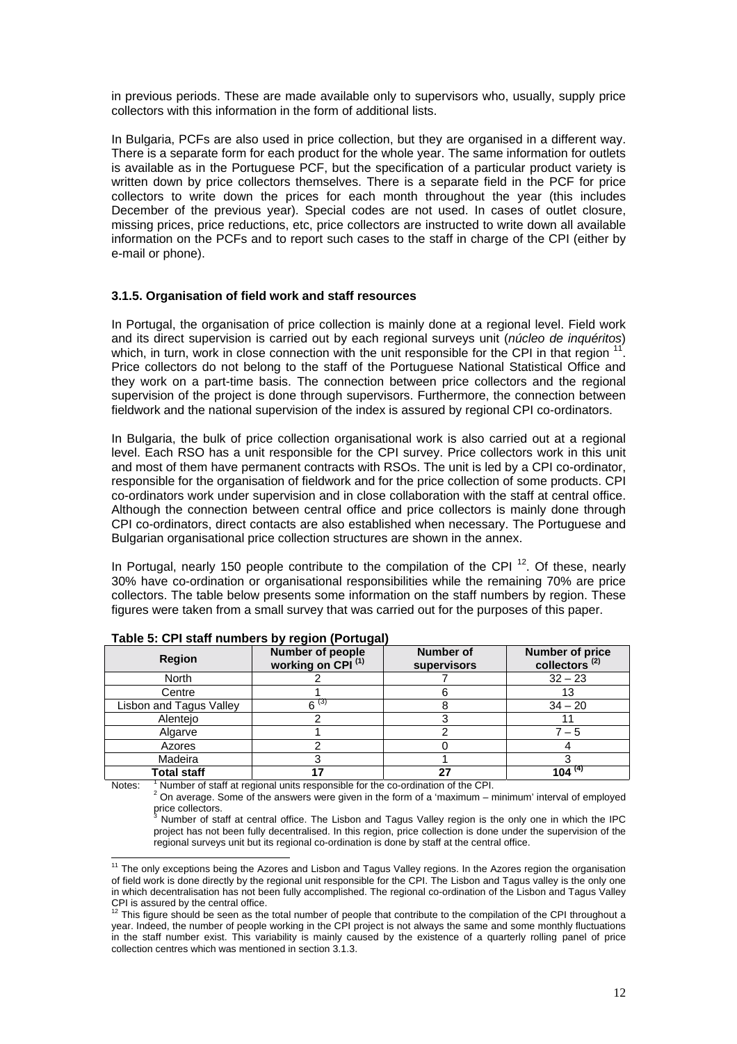in previous periods. These are made available only to supervisors who, usually, supply price collectors with this information in the form of additional lists.

In Bulgaria, PCFs are also used in price collection, but they are organised in a different way. There is a separate form for each product for the whole year. The same information for outlets is available as in the Portuguese PCF, but the specification of a particular product variety is written down by price collectors themselves. There is a separate field in the PCF for price collectors to write down the prices for each month throughout the year (this includes December of the previous year). Special codes are not used. In cases of outlet closure, missing prices, price reductions, etc, price collectors are instructed to write down all available information on the PCFs and to report such cases to the staff in charge of the CPI (either by e-mail or phone).

### 3.1.5. Organisation of field work and staff resources

In Portugal, the organisation of price collection is mainly done at a regional level. Field work and its direct supervision is carried out by each regional surveys unit (*núcleo de inquéritos*) which, in turn, work in close connection with the unit responsible for the CPI in that region [11]. Price collectors do not belong to the staff of the Portuguese National Statistical Office and they work on a part-time basis. The connection between price collectors and the regional supervision of the project is done through supervisors. Furthermore, the connection between fieldwork and the national supervision of the index is assured by regional CPI co-ordinators.

In Bulgaria, the bulk of price collection organisational work is also carried out at a regional level. Each RSO has a unit responsible for the CPI survey. Price collectors work in this unit and most of them have permanent contracts with RSOs. The unit is led by a CPI co-ordinator, responsible for the organisation of fieldwork and for the price collection of some products. CPI co-ordinators work under supervision and in close collaboration with the staff at central office. Although the connection between central office and price collectors is mainly done through CPI co-ordinators, direct contacts are also established when necessary. The Portuguese and Bulgarian organisational price collection structures are shown in the annex.

In Portugal, nearly 150 people contribute to the compilation of the CPI [12]. Of these, nearly 30% have co-ordination or organisational responsibilities while the remaining 70% are price collectors. The table below presents some information on the staff numbers by region. These figures were taken from a small survey that was carried out for the purposes of this paper.

**Table 5: CPI staff numbers by region (Portugal)**

| Region | Number of people working on CPI [(1)] | Number of supervisors | Number of price collectors [(2)] |
|---|---|---|---|
| North | 2 | 7 | 32 – 23 |
| Centre | 1 | 6 | 13 |
| Lisbon and Tagus Valley | 6 [(3)] | 8 | 34 – 20 |
| Alentejo | 2 | 3 | 11 |
| Algarve | 1 | 2 | 7 – 5 |
| Azores | 2 | 0 | 4 |
| Madeira | 3 | 1 | 3 |
| **Total staff** | **17** | **27** | **104 [(4)]** |

Notes: [1] Number of staff at regional units responsible for the co-ordination of the CPI.
[2] On average. Some of the answers were given in the form of a 'maximum – minimum' interval of employed price collectors.
[3] Number of staff at central office. The Lisbon and Tagus Valley region is the only one in which the IPC project has not been fully decentralised. In this region, price collection is done under the supervision of the regional surveys unit but its regional co-ordination is done by staff at the central office.

---

[11] The only exceptions being the Azores and Lisbon and Tagus Valley regions. In the Azores region the organisation of field work is done directly by the regional unit responsible for the CPI. The Lisbon and Tagus valley is the only one in which decentralisation has not been fully accomplished. The regional co-ordination of the Lisbon and Tagus Valley CPI is assured by the central office.

[12] This figure should be seen as the total number of people that contribute to the compilation of the CPI throughout a year. Indeed, the number of people working in the CPI project is not always the same and some monthly fluctuations in the staff number exist. This variability is mainly caused by the existence of a quarterly rolling panel of price collection centres which was mentioned in section 3.1.3.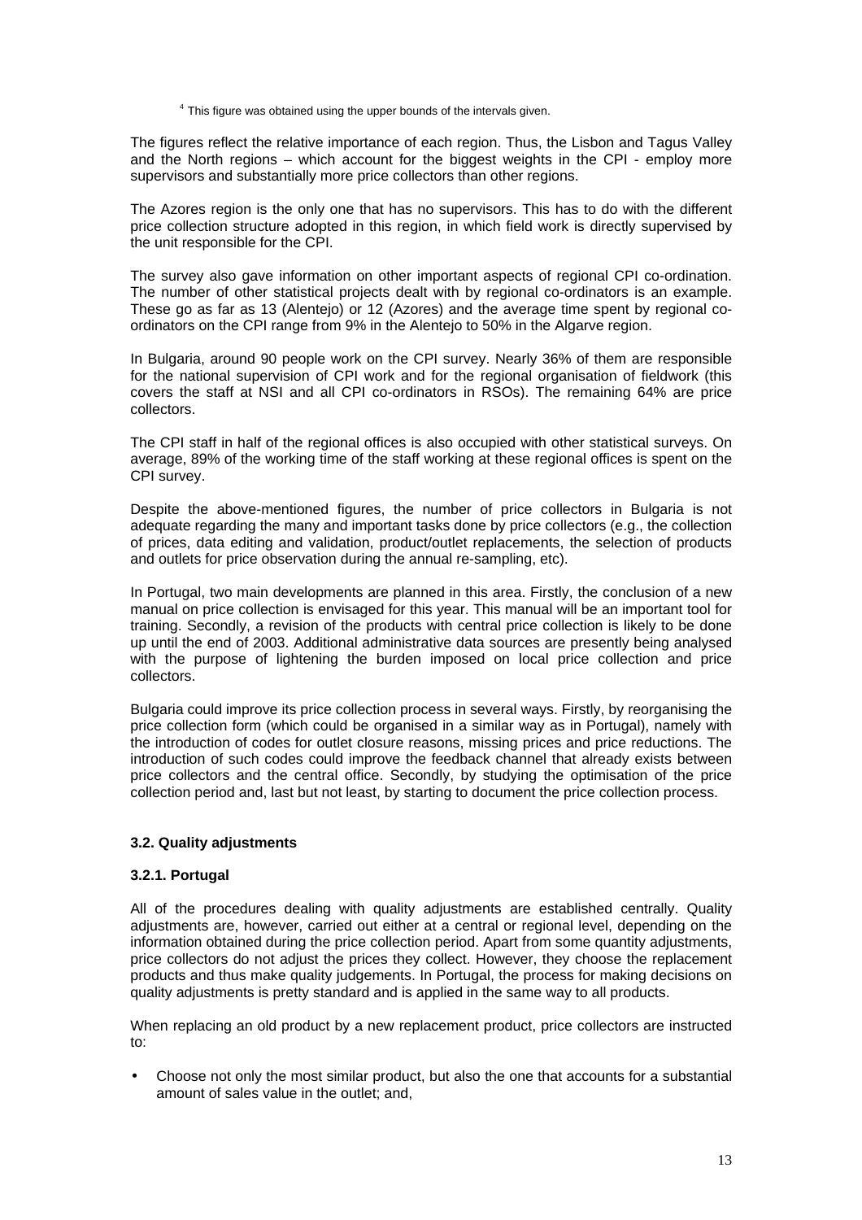[4] This figure was obtained using the upper bounds of the intervals given.

The figures reflect the relative importance of each region. Thus, the Lisbon and Tagus Valley and the North regions – which account for the biggest weights in the CPI - employ more supervisors and substantially more price collectors than other regions.

The Azores region is the only one that has no supervisors. This has to do with the different price collection structure adopted in this region, in which field work is directly supervised by the unit responsible for the CPI.

The survey also gave information on other important aspects of regional CPI co-ordination. The number of other statistical projects dealt with by regional co-ordinators is an example. These go as far as 13 (Alentejo) or 12 (Azores) and the average time spent by regional co-ordinators on the CPI range from 9% in the Alentejo to 50% in the Algarve region.

In Bulgaria, around 90 people work on the CPI survey. Nearly 36% of them are responsible for the national supervision of CPI work and for the regional organisation of fieldwork (this covers the staff at NSI and all CPI co-ordinators in RSOs). The remaining 64% are price collectors.

The CPI staff in half of the regional offices is also occupied with other statistical surveys. On average, 89% of the working time of the staff working at these regional offices is spent on the CPI survey.

Despite the above-mentioned figures, the number of price collectors in Bulgaria is not adequate regarding the many and important tasks done by price collectors (e.g., the collection of prices, data editing and validation, product/outlet replacements, the selection of products and outlets for price observation during the annual re-sampling, etc).

In Portugal, two main developments are planned in this area. Firstly, the conclusion of a new manual on price collection is envisaged for this year. This manual will be an important tool for training. Secondly, a revision of the products with central price collection is likely to be done up until the end of 2003. Additional administrative data sources are presently being analysed with the purpose of lightening the burden imposed on local price collection and price collectors.

Bulgaria could improve its price collection process in several ways. Firstly, by reorganising the price collection form (which could be organised in a similar way as in Portugal), namely with the introduction of codes for outlet closure reasons, missing prices and price reductions. The introduction of such codes could improve the feedback channel that already exists between price collectors and the central office. Secondly, by studying the optimisation of the price collection period and, last but not least, by starting to document the price collection process.

### 3.2. Quality adjustments

#### 3.2.1. Portugal

All of the procedures dealing with quality adjustments are established centrally. Quality adjustments are, however, carried out either at a central or regional level, depending on the information obtained during the price collection period. Apart from some quantity adjustments, price collectors do not adjust the prices they collect. However, they choose the replacement products and thus make quality judgements. In Portugal, the process for making decisions on quality adjustments is pretty standard and is applied in the same way to all products.

When replacing an old product by a new replacement product, price collectors are instructed to:

- Choose not only the most similar product, but also the one that accounts for a substantial amount of sales value in the outlet; and,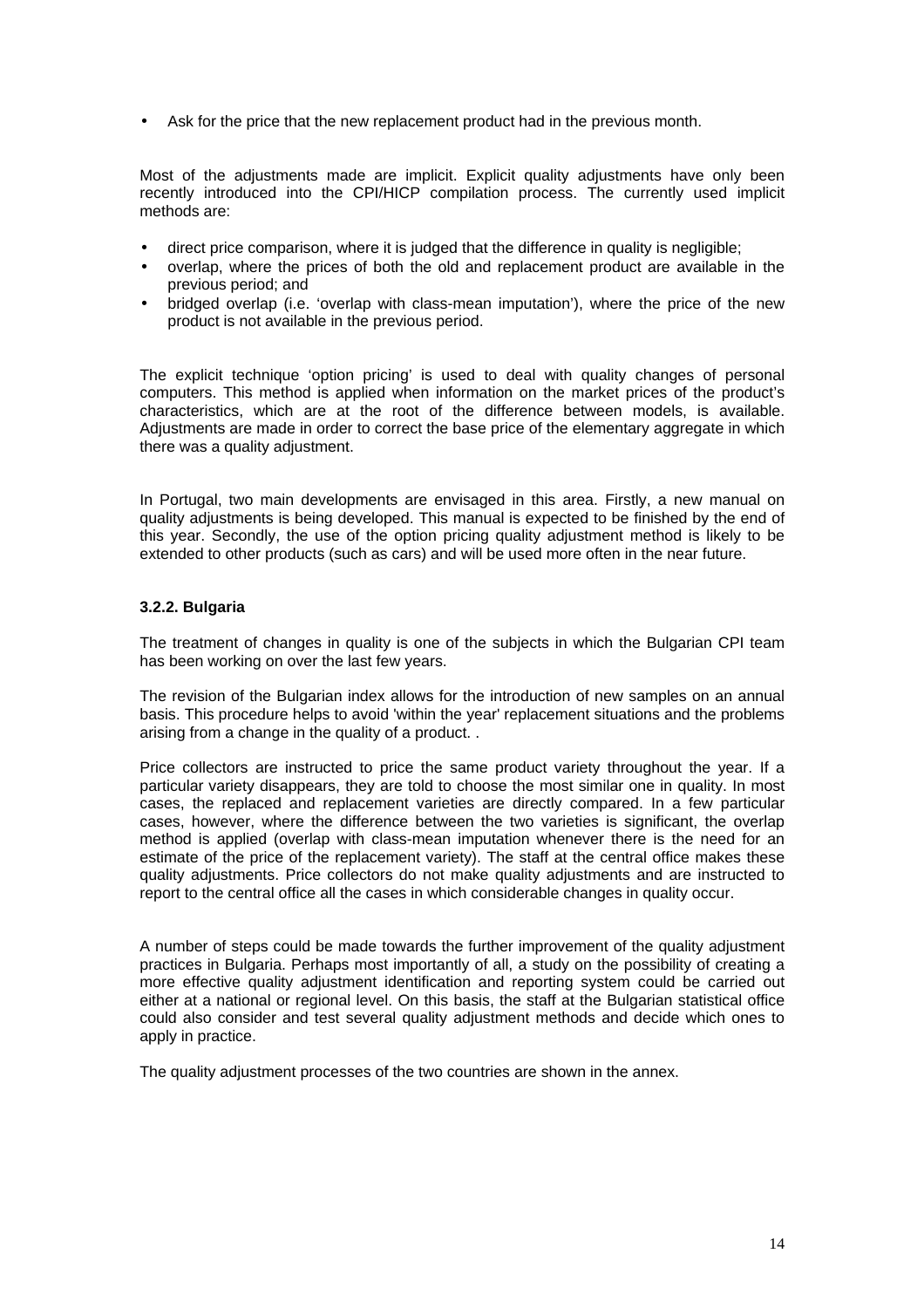- Ask for the price that the new replacement product had in the previous month.

Most of the adjustments made are implicit. Explicit quality adjustments have only been recently introduced into the CPI/HICP compilation process. The currently used implicit methods are:

- direct price comparison, where it is judged that the difference in quality is negligible;
- overlap, where the prices of both the old and replacement product are available in the previous period; and
- bridged overlap (i.e. 'overlap with class-mean imputation'), where the price of the new product is not available in the previous period.

The explicit technique 'option pricing' is used to deal with quality changes of personal computers. This method is applied when information on the market prices of the product's characteristics, which are at the root of the difference between models, is available. Adjustments are made in order to correct the base price of the elementary aggregate in which there was a quality adjustment.

In Portugal, two main developments are envisaged in this area. Firstly, a new manual on quality adjustments is being developed. This manual is expected to be finished by the end of this year. Secondly, the use of the option pricing quality adjustment method is likely to be extended to other products (such as cars) and will be used more often in the near future.

### 3.2.2. Bulgaria

The treatment of changes in quality is one of the subjects in which the Bulgarian CPI team has been working on over the last few years.

The revision of the Bulgarian index allows for the introduction of new samples on an annual basis. This procedure helps to avoid 'within the year' replacement situations and the problems arising from a change in the quality of a product. .

Price collectors are instructed to price the same product variety throughout the year. If a particular variety disappears, they are told to choose the most similar one in quality. In most cases, the replaced and replacement varieties are directly compared. In a few particular cases, however, where the difference between the two varieties is significant, the overlap method is applied (overlap with class-mean imputation whenever there is the need for an estimate of the price of the replacement variety). The staff at the central office makes these quality adjustments. Price collectors do not make quality adjustments and are instructed to report to the central office all the cases in which considerable changes in quality occur.

A number of steps could be made towards the further improvement of the quality adjustment practices in Bulgaria. Perhaps most importantly of all, a study on the possibility of creating a more effective quality adjustment identification and reporting system could be carried out either at a national or regional level. On this basis, the staff at the Bulgarian statistical office could also consider and test several quality adjustment methods and decide which ones to apply in practice.

The quality adjustment processes of the two countries are shown in the annex.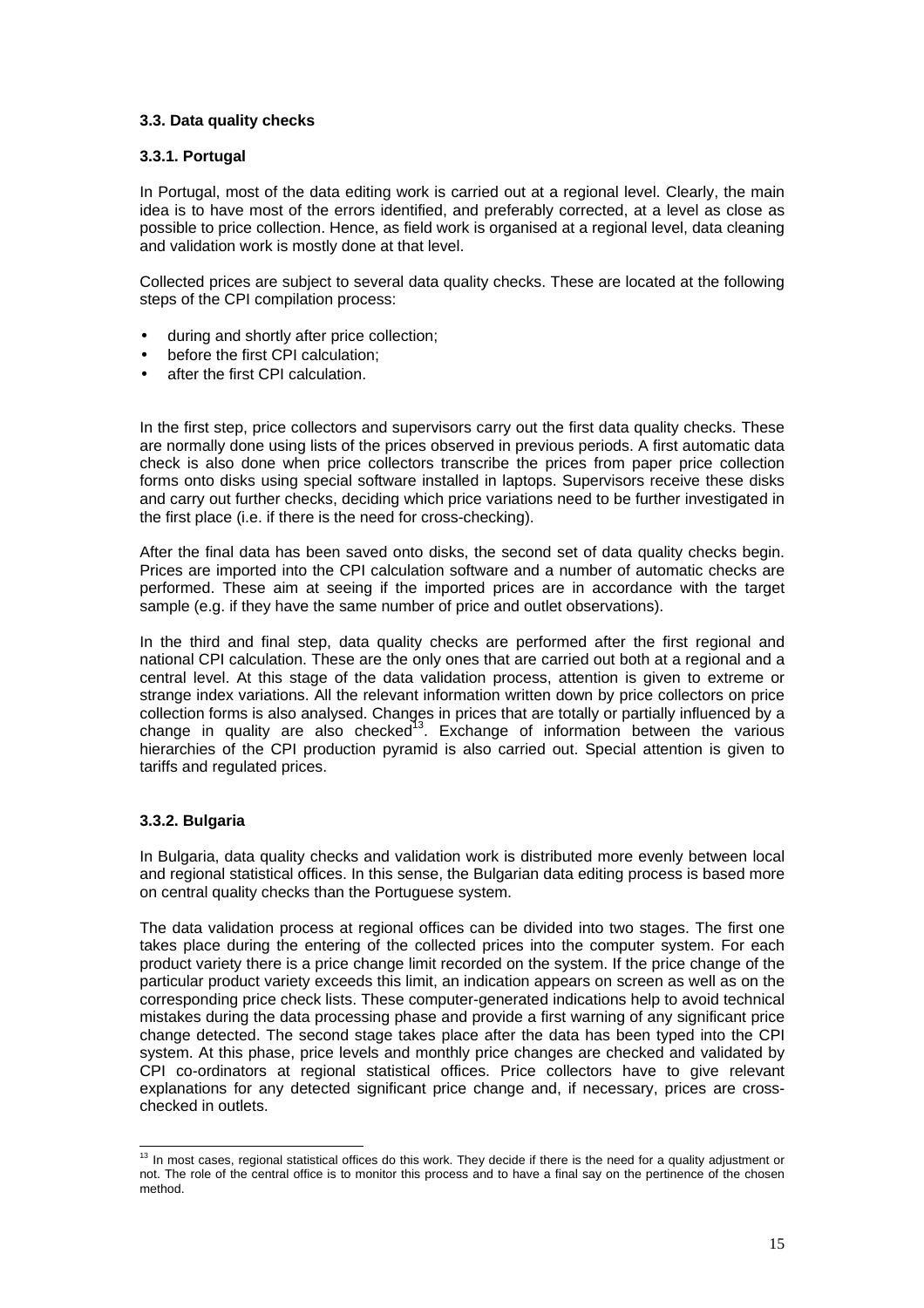### 3.3. Data quality checks

#### 3.3.1. Portugal

In Portugal, most of the data editing work is carried out at a regional level. Clearly, the main idea is to have most of the errors identified, and preferably corrected, at a level as close as possible to price collection. Hence, as field work is organised at a regional level, data cleaning and validation work is mostly done at that level.

Collected prices are subject to several data quality checks. These are located at the following steps of the CPI compilation process:

- during and shortly after price collection;
- before the first CPI calculation;
- after the first CPI calculation.

In the first step, price collectors and supervisors carry out the first data quality checks. These are normally done using lists of the prices observed in previous periods. A first automatic data check is also done when price collectors transcribe the prices from paper price collection forms onto disks using special software installed in laptops. Supervisors receive these disks and carry out further checks, deciding which price variations need to be further investigated in the first place (i.e. if there is the need for cross-checking).

After the final data has been saved onto disks, the second set of data quality checks begin. Prices are imported into the CPI calculation software and a number of automatic checks are performed. These aim at seeing if the imported prices are in accordance with the target sample (e.g. if they have the same number of price and outlet observations).

In the third and final step, data quality checks are performed after the first regional and national CPI calculation. These are the only ones that are carried out both at a regional and a central level. At this stage of the data validation process, attention is given to extreme or strange index variations. All the relevant information written down by price collectors on price collection forms is also analysed. Changes in prices that are totally or partially influenced by a change in quality are also checked[13]. Exchange of information between the various hierarchies of the CPI production pyramid is also carried out. Special attention is given to tariffs and regulated prices.

#### 3.3.2. Bulgaria

In Bulgaria, data quality checks and validation work is distributed more evenly between local and regional statistical offices. In this sense, the Bulgarian data editing process is based more on central quality checks than the Portuguese system.

The data validation process at regional offices can be divided into two stages. The first one takes place during the entering of the collected prices into the computer system. For each product variety there is a price change limit recorded on the system. If the price change of the particular product variety exceeds this limit, an indication appears on screen as well as on the corresponding price check lists. These computer-generated indications help to avoid technical mistakes during the data processing phase and provide a first warning of any significant price change detected. The second stage takes place after the data has been typed into the CPI system. At this phase, price levels and monthly price changes are checked and validated by CPI co-ordinators at regional statistical offices. Price collectors have to give relevant explanations for any detected significant price change and, if necessary, prices are cross-checked in outlets.

---

[13] In most cases, regional statistical offices do this work. They decide if there is the need for a quality adjustment or not. The role of the central office is to monitor this process and to have a final say on the pertinence of the chosen method.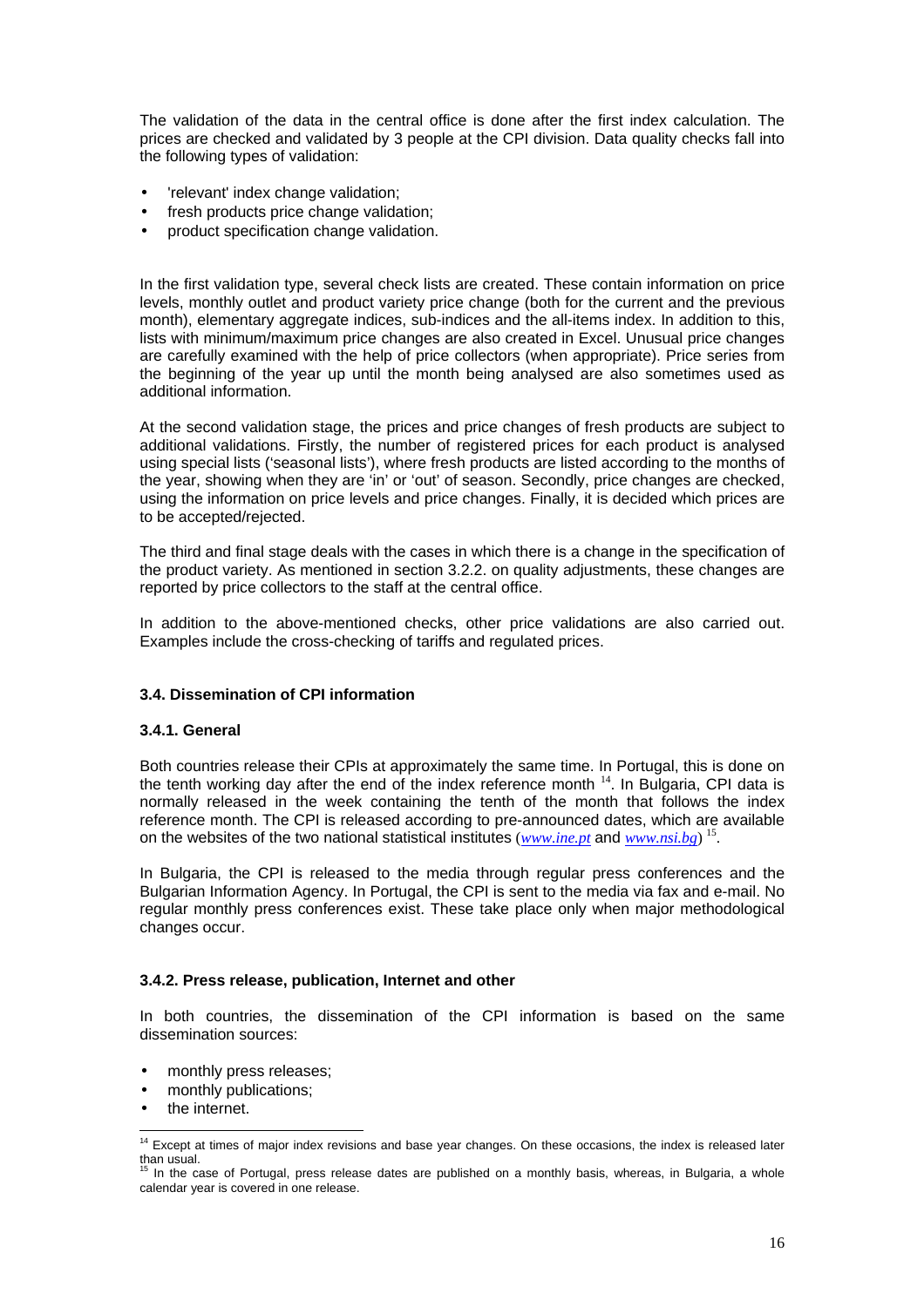The validation of the data in the central office is done after the first index calculation. The prices are checked and validated by 3 people at the CPI division. Data quality checks fall into the following types of validation:

- 'relevant' index change validation;
- fresh products price change validation;
- product specification change validation.

In the first validation type, several check lists are created. These contain information on price levels, monthly outlet and product variety price change (both for the current and the previous month), elementary aggregate indices, sub-indices and the all-items index. In addition to this, lists with minimum/maximum price changes are also created in Excel. Unusual price changes are carefully examined with the help of price collectors (when appropriate). Price series from the beginning of the year up until the month being analysed are also sometimes used as additional information.

At the second validation stage, the prices and price changes of fresh products are subject to additional validations. Firstly, the number of registered prices for each product is analysed using special lists ('seasonal lists'), where fresh products are listed according to the months of the year, showing when they are 'in' or 'out' of season. Secondly, price changes are checked, using the information on price levels and price changes. Finally, it is decided which prices are to be accepted/rejected.

The third and final stage deals with the cases in which there is a change in the specification of the product variety. As mentioned in section 3.2.2. on quality adjustments, these changes are reported by price collectors to the staff at the central office.

In addition to the above-mentioned checks, other price validations are also carried out. Examples include the cross-checking of tariffs and regulated prices.

### 3.4. Dissemination of CPI information

#### 3.4.1. General

Both countries release their CPIs at approximately the same time. In Portugal, this is done on the tenth working day after the end of the index reference month [14]. In Bulgaria, CPI data is normally released in the week containing the tenth of the month that follows the index reference month. The CPI is released according to pre-announced dates, which are available on the websites of the two national statistical institutes (*www.ine.pt* and *www.nsi.bg*) [15].

In Bulgaria, the CPI is released to the media through regular press conferences and the Bulgarian Information Agency. In Portugal, the CPI is sent to the media via fax and e-mail. No regular monthly press conferences exist. These take place only when major methodological changes occur.

#### 3.4.2. Press release, publication, Internet and other

In both countries, the dissemination of the CPI information is based on the same dissemination sources:

- monthly press releases;
- monthly publications;
- the internet.

---

[14] Except at times of major index revisions and base year changes. On these occasions, the index is released later than usual.

[15] In the case of Portugal, press release dates are published on a monthly basis, whereas, in Bulgaria, a whole calendar year is covered in one release.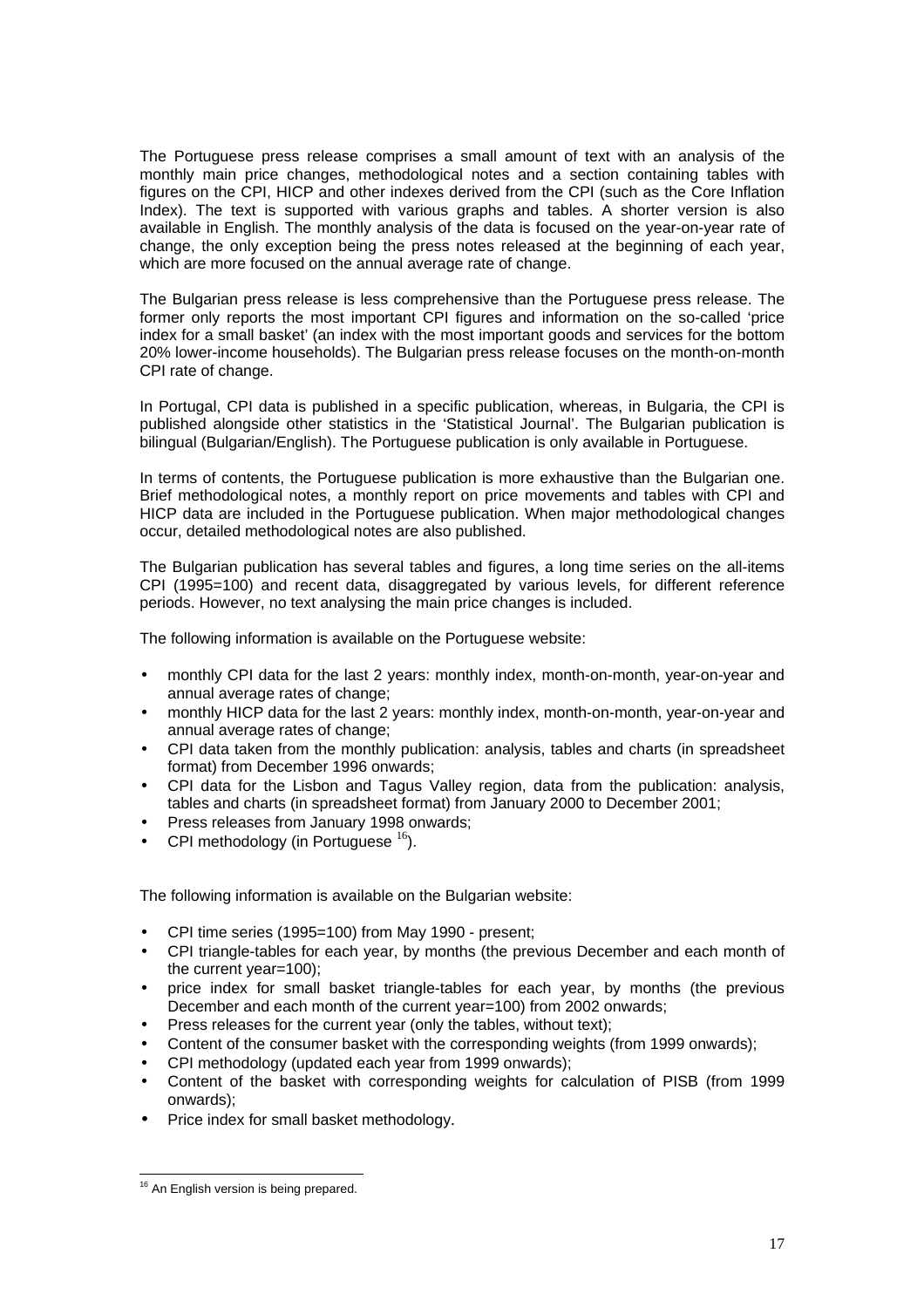The Portuguese press release comprises a small amount of text with an analysis of the monthly main price changes, methodological notes and a section containing tables with figures on the CPI, HICP and other indexes derived from the CPI (such as the Core Inflation Index). The text is supported with various graphs and tables. A shorter version is also available in English. The monthly analysis of the data is focused on the year-on-year rate of change, the only exception being the press notes released at the beginning of each year, which are more focused on the annual average rate of change.

The Bulgarian press release is less comprehensive than the Portuguese press release. The former only reports the most important CPI figures and information on the so-called 'price index for a small basket' (an index with the most important goods and services for the bottom 20% lower-income households). The Bulgarian press release focuses on the month-on-month CPI rate of change.

In Portugal, CPI data is published in a specific publication, whereas, in Bulgaria, the CPI is published alongside other statistics in the 'Statistical Journal'. The Bulgarian publication is bilingual (Bulgarian/English). The Portuguese publication is only available in Portuguese.

In terms of contents, the Portuguese publication is more exhaustive than the Bulgarian one. Brief methodological notes, a monthly report on price movements and tables with CPI and HICP data are included in the Portuguese publication. When major methodological changes occur, detailed methodological notes are also published.

The Bulgarian publication has several tables and figures, a long time series on the all-items CPI (1995=100) and recent data, disaggregated by various levels, for different reference periods. However, no text analysing the main price changes is included.

The following information is available on the Portuguese website:

- monthly CPI data for the last 2 years: monthly index, month-on-month, year-on-year and annual average rates of change;
- monthly HICP data for the last 2 years: monthly index, month-on-month, year-on-year and annual average rates of change;
- CPI data taken from the monthly publication: analysis, tables and charts (in spreadsheet format) from December 1996 onwards;
- CPI data for the Lisbon and Tagus Valley region, data from the publication: analysis, tables and charts (in spreadsheet format) from January 2000 to December 2001;
- Press releases from January 1998 onwards;
- CPI methodology (in Portuguese [16]).

The following information is available on the Bulgarian website:

- CPI time series (1995=100) from May 1990 - present;
- CPI triangle-tables for each year, by months (the previous December and each month of the current year=100);
- price index for small basket triangle-tables for each year, by months (the previous December and each month of the current year=100) from 2002 onwards;
- Press releases for the current year (only the tables, without text);
- Content of the consumer basket with the corresponding weights (from 1999 onwards);
- CPI methodology (updated each year from 1999 onwards);
- Content of the basket with corresponding weights for calculation of PISB (from 1999 onwards);
- Price index for small basket methodology.

[16] An English version is being prepared.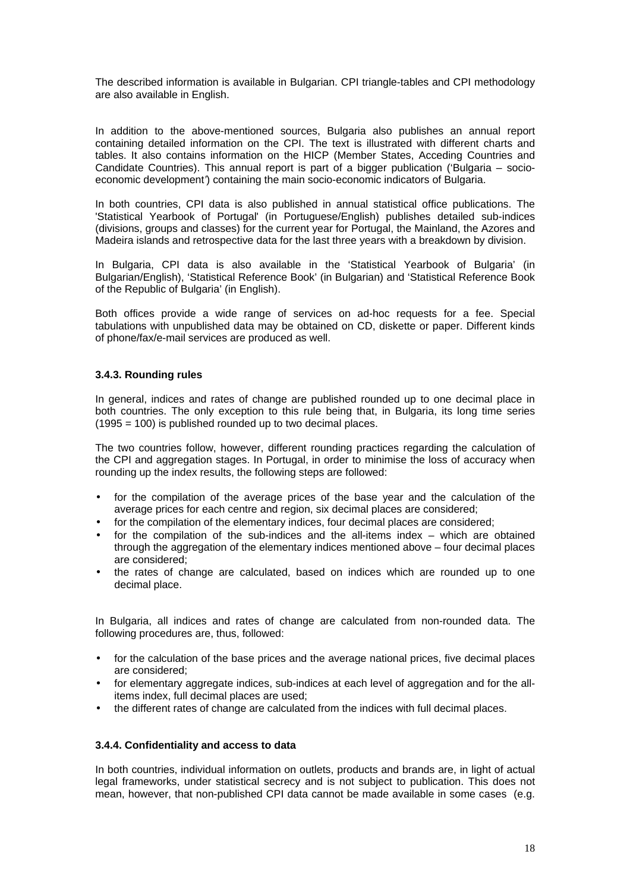The described information is available in Bulgarian. CPI triangle-tables and CPI methodology are also available in English.

In addition to the above-mentioned sources, Bulgaria also publishes an annual report containing detailed information on the CPI. The text is illustrated with different charts and tables. It also contains information on the HICP (Member States, Acceding Countries and Candidate Countries). This annual report is part of a bigger publication ('Bulgaria – socio-economic development') containing the main socio-economic indicators of Bulgaria.

In both countries, CPI data is also published in annual statistical office publications. The 'Statistical Yearbook of Portugal' (in Portuguese/English) publishes detailed sub-indices (divisions, groups and classes) for the current year for Portugal, the Mainland, the Azores and Madeira islands and retrospective data for the last three years with a breakdown by division.

In Bulgaria, CPI data is also available in the 'Statistical Yearbook of Bulgaria' (in Bulgarian/English), 'Statistical Reference Book' (in Bulgarian) and 'Statistical Reference Book of the Republic of Bulgaria' (in English).

Both offices provide a wide range of services on ad-hoc requests for a fee. Special tabulations with unpublished data may be obtained on CD, diskette or paper. Different kinds of phone/fax/e-mail services are produced as well.

### 3.4.3. Rounding rules

In general, indices and rates of change are published rounded up to one decimal place in both countries. The only exception to this rule being that, in Bulgaria, its long time series (1995 = 100) is published rounded up to two decimal places.

The two countries follow, however, different rounding practices regarding the calculation of the CPI and aggregation stages. In Portugal, in order to minimise the loss of accuracy when rounding up the index results, the following steps are followed:

- for the compilation of the average prices of the base year and the calculation of the average prices for each centre and region, six decimal places are considered;
- for the compilation of the elementary indices, four decimal places are considered;
- for the compilation of the sub-indices and the all-items index – which are obtained through the aggregation of the elementary indices mentioned above – four decimal places are considered;
- the rates of change are calculated, based on indices which are rounded up to one decimal place.

In Bulgaria, all indices and rates of change are calculated from non-rounded data. The following procedures are, thus, followed:

- for the calculation of the base prices and the average national prices, five decimal places are considered;
- for elementary aggregate indices, sub-indices at each level of aggregation and for the all-items index, full decimal places are used;
- the different rates of change are calculated from the indices with full decimal places.

### 3.4.4. Confidentiality and access to data

In both countries, individual information on outlets, products and brands are, in light of actual legal frameworks, under statistical secrecy and is not subject to publication. This does not mean, however, that non-published CPI data cannot be made available in some cases (e.g.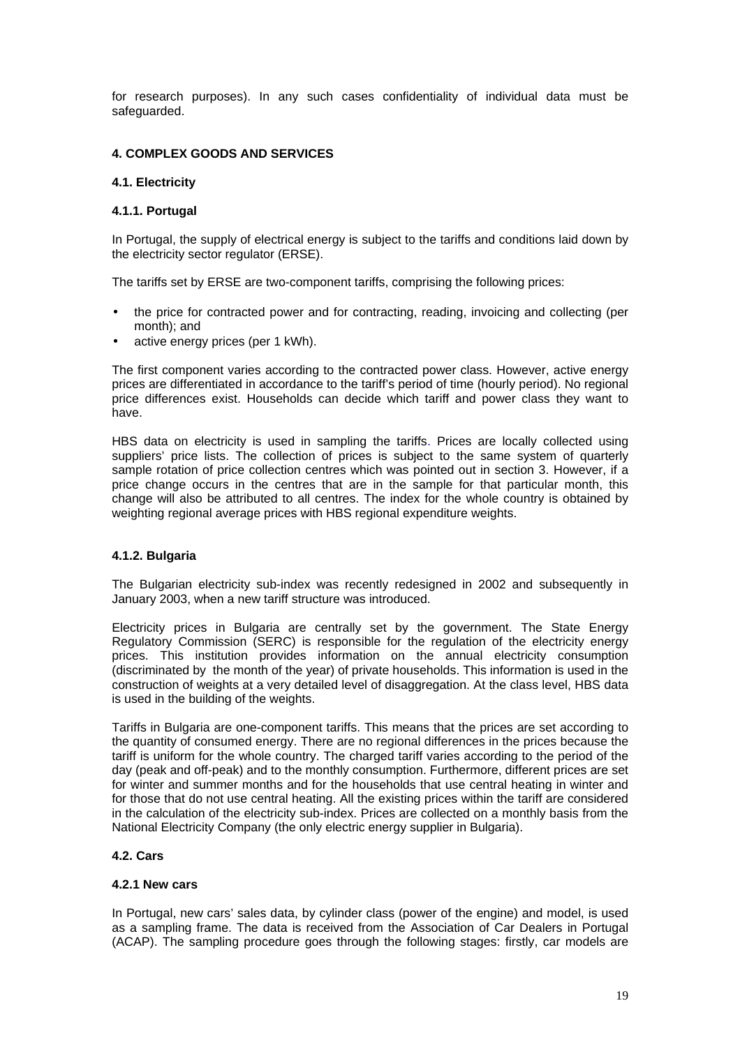for research purposes). In any such cases confidentiality of individual data must be safeguarded.

## 4. COMPLEX GOODS AND SERVICES

### 4.1. Electricity

#### 4.1.1. Portugal

In Portugal, the supply of electrical energy is subject to the tariffs and conditions laid down by the electricity sector regulator (ERSE).

The tariffs set by ERSE are two-component tariffs, comprising the following prices:

- the price for contracted power and for contracting, reading, invoicing and collecting (per month); and
- active energy prices (per 1 kWh).

The first component varies according to the contracted power class. However, active energy prices are differentiated in accordance to the tariff's period of time (hourly period). No regional price differences exist. Households can decide which tariff and power class they want to have.

HBS data on electricity is used in sampling the tariffs. Prices are locally collected using suppliers' price lists. The collection of prices is subject to the same system of quarterly sample rotation of price collection centres which was pointed out in section 3. However, if a price change occurs in the centres that are in the sample for that particular month, this change will also be attributed to all centres. The index for the whole country is obtained by weighting regional average prices with HBS regional expenditure weights.

#### 4.1.2. Bulgaria

The Bulgarian electricity sub-index was recently redesigned in 2002 and subsequently in January 2003, when a new tariff structure was introduced.

Electricity prices in Bulgaria are centrally set by the government. The State Energy Regulatory Commission (SERC) is responsible for the regulation of the electricity energy prices. This institution provides information on the annual electricity consumption (discriminated by the month of the year) of private households. This information is used in the construction of weights at a very detailed level of disaggregation. At the class level, HBS data is used in the building of the weights.

Tariffs in Bulgaria are one-component tariffs. This means that the prices are set according to the quantity of consumed energy. There are no regional differences in the prices because the tariff is uniform for the whole country. The charged tariff varies according to the period of the day (peak and off-peak) and to the monthly consumption. Furthermore, different prices are set for winter and summer months and for the households that use central heating in winter and for those that do not use central heating. All the existing prices within the tariff are considered in the calculation of the electricity sub-index. Prices are collected on a monthly basis from the National Electricity Company (the only electric energy supplier in Bulgaria).

### 4.2. Cars

#### 4.2.1 New cars

In Portugal, new cars' sales data, by cylinder class (power of the engine) and model, is used as a sampling frame. The data is received from the Association of Car Dealers in Portugal (ACAP). The sampling procedure goes through the following stages: firstly, car models are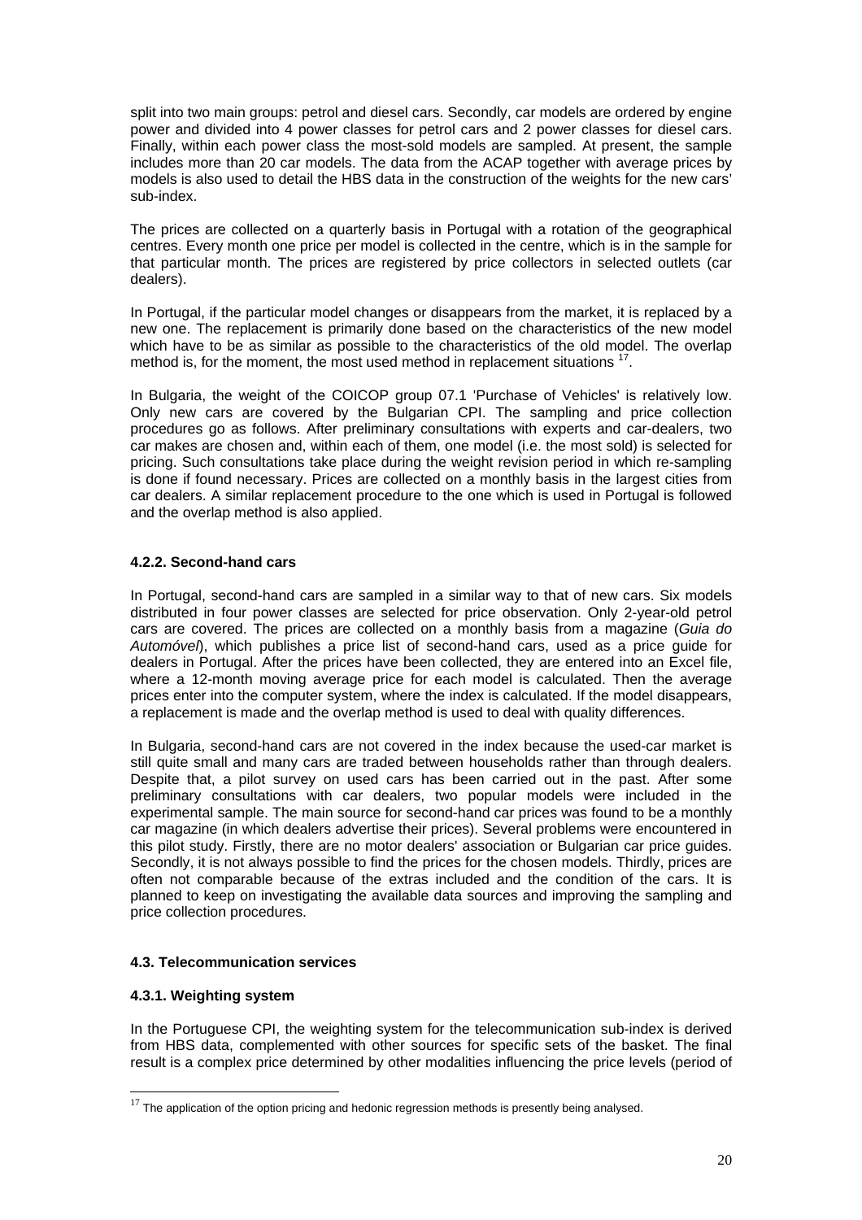split into two main groups: petrol and diesel cars. Secondly, car models are ordered by engine power and divided into 4 power classes for petrol cars and 2 power classes for diesel cars. Finally, within each power class the most-sold models are sampled. At present, the sample includes more than 20 car models. The data from the ACAP together with average prices by models is also used to detail the HBS data in the construction of the weights for the new cars' sub-index.

The prices are collected on a quarterly basis in Portugal with a rotation of the geographical centres. Every month one price per model is collected in the centre, which is in the sample for that particular month. The prices are registered by price collectors in selected outlets (car dealers).

In Portugal, if the particular model changes or disappears from the market, it is replaced by a new one. The replacement is primarily done based on the characteristics of the new model which have to be as similar as possible to the characteristics of the old model. The overlap method is, for the moment, the most used method in replacement situations [17].

In Bulgaria, the weight of the COICOP group 07.1 'Purchase of Vehicles' is relatively low. Only new cars are covered by the Bulgarian CPI. The sampling and price collection procedures go as follows. After preliminary consultations with experts and car-dealers, two car makes are chosen and, within each of them, one model (i.e. the most sold) is selected for pricing. Such consultations take place during the weight revision period in which re-sampling is done if found necessary. Prices are collected on a monthly basis in the largest cities from car dealers. A similar replacement procedure to the one which is used in Portugal is followed and the overlap method is also applied.

#### 4.2.2. Second-hand cars

In Portugal, second-hand cars are sampled in a similar way to that of new cars. Six models distributed in four power classes are selected for price observation. Only 2-year-old petrol cars are covered. The prices are collected on a monthly basis from a magazine (*Guia do Automóvel*), which publishes a price list of second-hand cars, used as a price guide for dealers in Portugal. After the prices have been collected, they are entered into an Excel file, where a 12-month moving average price for each model is calculated. Then the average prices enter into the computer system, where the index is calculated. If the model disappears, a replacement is made and the overlap method is used to deal with quality differences.

In Bulgaria, second-hand cars are not covered in the index because the used-car market is still quite small and many cars are traded between households rather than through dealers. Despite that, a pilot survey on used cars has been carried out in the past. After some preliminary consultations with car dealers, two popular models were included in the experimental sample. The main source for second-hand car prices was found to be a monthly car magazine (in which dealers advertise their prices). Several problems were encountered in this pilot study. Firstly, there are no motor dealers' association or Bulgarian car price guides. Secondly, it is not always possible to find the prices for the chosen models. Thirdly, prices are often not comparable because of the extras included and the condition of the cars. It is planned to keep on investigating the available data sources and improving the sampling and price collection procedures.

### 4.3. Telecommunication services

#### 4.3.1. Weighting system

In the Portuguese CPI, the weighting system for the telecommunication sub-index is derived from HBS data, complemented with other sources for specific sets of the basket. The final result is a complex price determined by other modalities influencing the price levels (period of

---

[17] The application of the option pricing and hedonic regression methods is presently being analysed.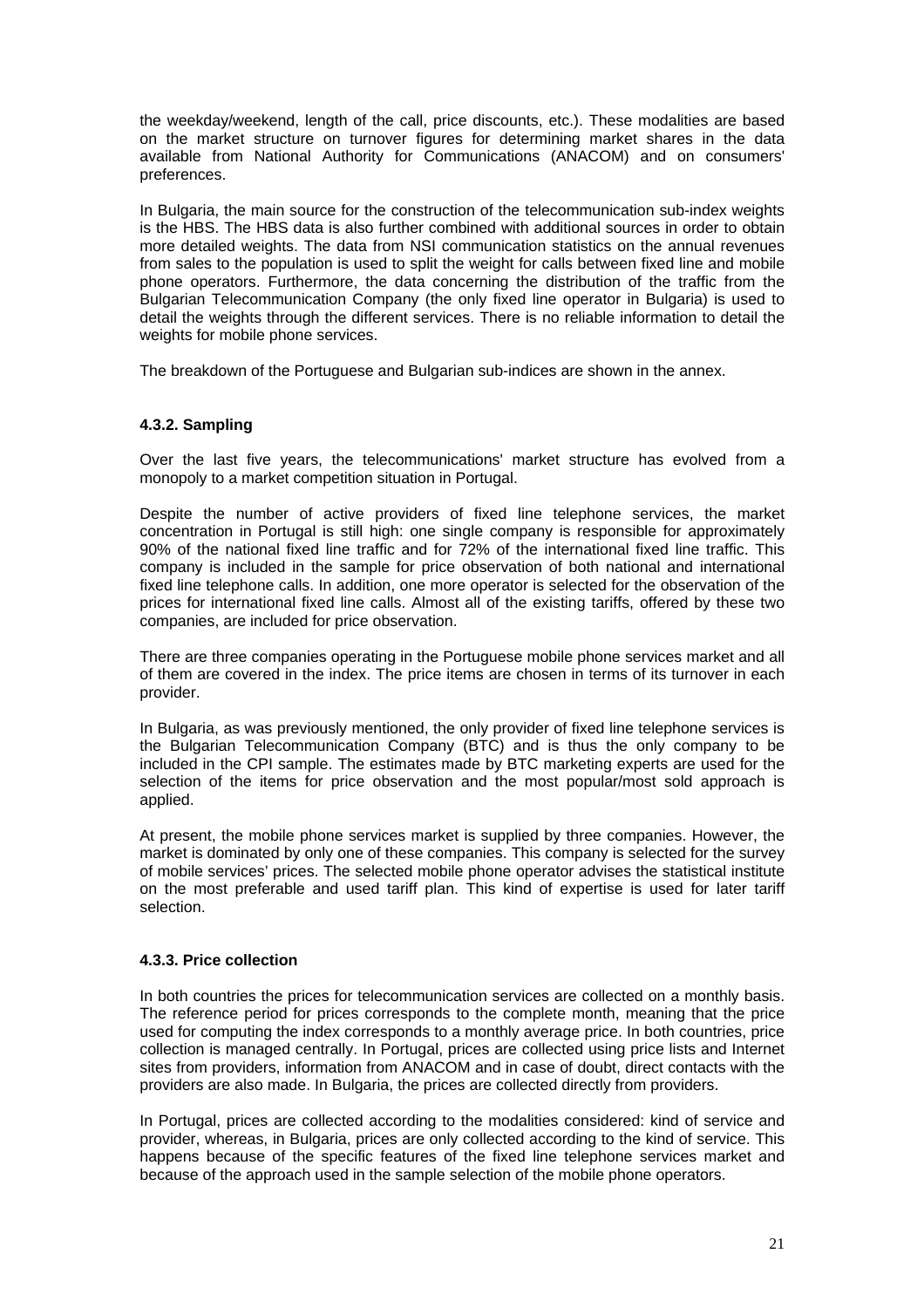the weekday/weekend, length of the call, price discounts, etc.). These modalities are based on the market structure on turnover figures for determining market shares in the data available from National Authority for Communications (ANACOM) and on consumers' preferences.

In Bulgaria, the main source for the construction of the telecommunication sub-index weights is the HBS. The HBS data is also further combined with additional sources in order to obtain more detailed weights. The data from NSI communication statistics on the annual revenues from sales to the population is used to split the weight for calls between fixed line and mobile phone operators. Furthermore, the data concerning the distribution of the traffic from the Bulgarian Telecommunication Company (the only fixed line operator in Bulgaria) is used to detail the weights through the different services. There is no reliable information to detail the weights for mobile phone services.

The breakdown of the Portuguese and Bulgarian sub-indices are shown in the annex.

#### 4.3.2. Sampling

Over the last five years, the telecommunications' market structure has evolved from a monopoly to a market competition situation in Portugal.

Despite the number of active providers of fixed line telephone services, the market concentration in Portugal is still high: one single company is responsible for approximately 90% of the national fixed line traffic and for 72% of the international fixed line traffic. This company is included in the sample for price observation of both national and international fixed line telephone calls. In addition, one more operator is selected for the observation of the prices for international fixed line calls. Almost all of the existing tariffs, offered by these two companies, are included for price observation.

There are three companies operating in the Portuguese mobile phone services market and all of them are covered in the index. The price items are chosen in terms of its turnover in each provider.

In Bulgaria, as was previously mentioned, the only provider of fixed line telephone services is the Bulgarian Telecommunication Company (BTC) and is thus the only company to be included in the CPI sample. The estimates made by BTC marketing experts are used for the selection of the items for price observation and the most popular/most sold approach is applied.

At present, the mobile phone services market is supplied by three companies. However, the market is dominated by only one of these companies. This company is selected for the survey of mobile services' prices. The selected mobile phone operator advises the statistical institute on the most preferable and used tariff plan. This kind of expertise is used for later tariff selection.

#### 4.3.3. Price collection

In both countries the prices for telecommunication services are collected on a monthly basis. The reference period for prices corresponds to the complete month, meaning that the price used for computing the index corresponds to a monthly average price. In both countries, price collection is managed centrally. In Portugal, prices are collected using price lists and Internet sites from providers, information from ANACOM and in case of doubt, direct contacts with the providers are also made. In Bulgaria, the prices are collected directly from providers.

In Portugal, prices are collected according to the modalities considered: kind of service and provider, whereas, in Bulgaria, prices are only collected according to the kind of service. This happens because of the specific features of the fixed line telephone services market and because of the approach used in the sample selection of the mobile phone operators.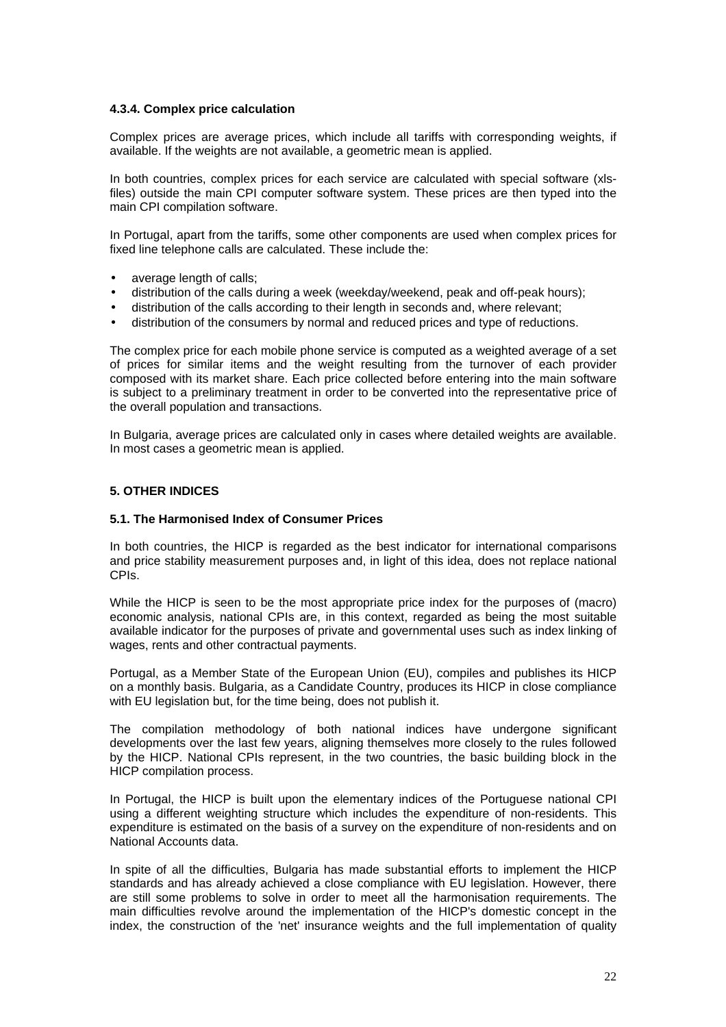#### 4.3.4. Complex price calculation

Complex prices are average prices, which include all tariffs with corresponding weights, if available. If the weights are not available, a geometric mean is applied.

In both countries, complex prices for each service are calculated with special software (xls-files) outside the main CPI computer software system. These prices are then typed into the main CPI compilation software.

In Portugal, apart from the tariffs, some other components are used when complex prices for fixed line telephone calls are calculated. These include the:

- average length of calls;
- distribution of the calls during a week (weekday/weekend, peak and off-peak hours);
- distribution of the calls according to their length in seconds and, where relevant;
- distribution of the consumers by normal and reduced prices and type of reductions.

The complex price for each mobile phone service is computed as a weighted average of a set of prices for similar items and the weight resulting from the turnover of each provider composed with its market share. Each price collected before entering into the main software is subject to a preliminary treatment in order to be converted into the representative price of the overall population and transactions.

In Bulgaria, average prices are calculated only in cases where detailed weights are available. In most cases a geometric mean is applied.

## 5. OTHER INDICES

### 5.1. The Harmonised Index of Consumer Prices

In both countries, the HICP is regarded as the best indicator for international comparisons and price stability measurement purposes and, in light of this idea, does not replace national CPIs.

While the HICP is seen to be the most appropriate price index for the purposes of (macro) economic analysis, national CPIs are, in this context, regarded as being the most suitable available indicator for the purposes of private and governmental uses such as index linking of wages, rents and other contractual payments.

Portugal, as a Member State of the European Union (EU), compiles and publishes its HICP on a monthly basis. Bulgaria, as a Candidate Country, produces its HICP in close compliance with EU legislation but, for the time being, does not publish it.

The compilation methodology of both national indices have undergone significant developments over the last few years, aligning themselves more closely to the rules followed by the HICP. National CPIs represent, in the two countries, the basic building block in the HICP compilation process.

In Portugal, the HICP is built upon the elementary indices of the Portuguese national CPI using a different weighting structure which includes the expenditure of non-residents. This expenditure is estimated on the basis of a survey on the expenditure of non-residents and on National Accounts data.

In spite of all the difficulties, Bulgaria has made substantial efforts to implement the HICP standards and has already achieved a close compliance with EU legislation. However, there are still some problems to solve in order to meet all the harmonisation requirements. The main difficulties revolve around the implementation of the HICP's domestic concept in the index, the construction of the 'net' insurance weights and the full implementation of quality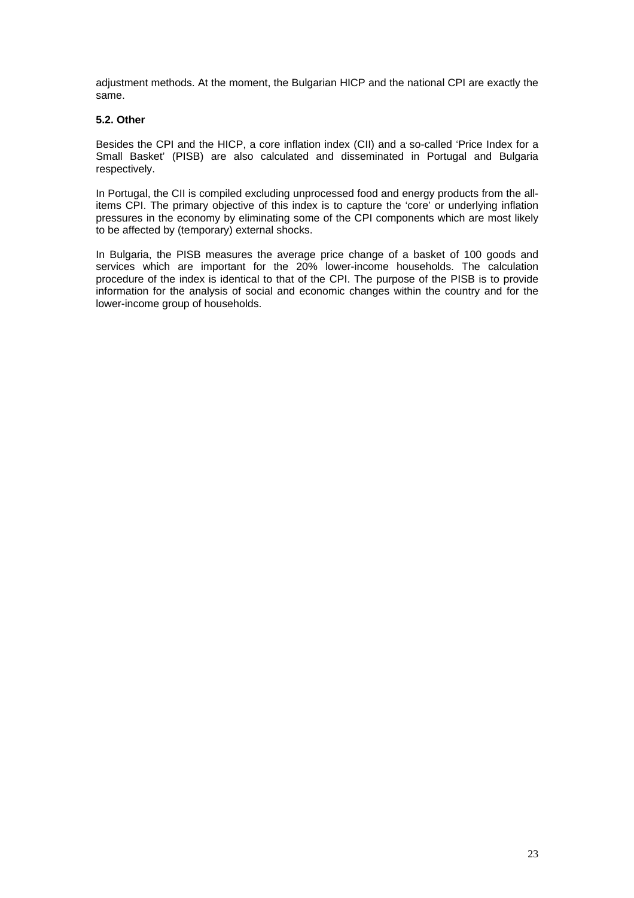adjustment methods. At the moment, the Bulgarian HICP and the national CPI are exactly the same.

### 5.2. Other

Besides the CPI and the HICP, a core inflation index (CII) and a so-called 'Price Index for a Small Basket' (PISB) are also calculated and disseminated in Portugal and Bulgaria respectively.

In Portugal, the CII is compiled excluding unprocessed food and energy products from the all-items CPI. The primary objective of this index is to capture the 'core' or underlying inflation pressures in the economy by eliminating some of the CPI components which are most likely to be affected by (temporary) external shocks.

In Bulgaria, the PISB measures the average price change of a basket of 100 goods and services which are important for the 20% lower-income households. The calculation procedure of the index is identical to that of the CPI. The purpose of the PISB is to provide information for the analysis of social and economic changes within the country and for the lower-income group of households.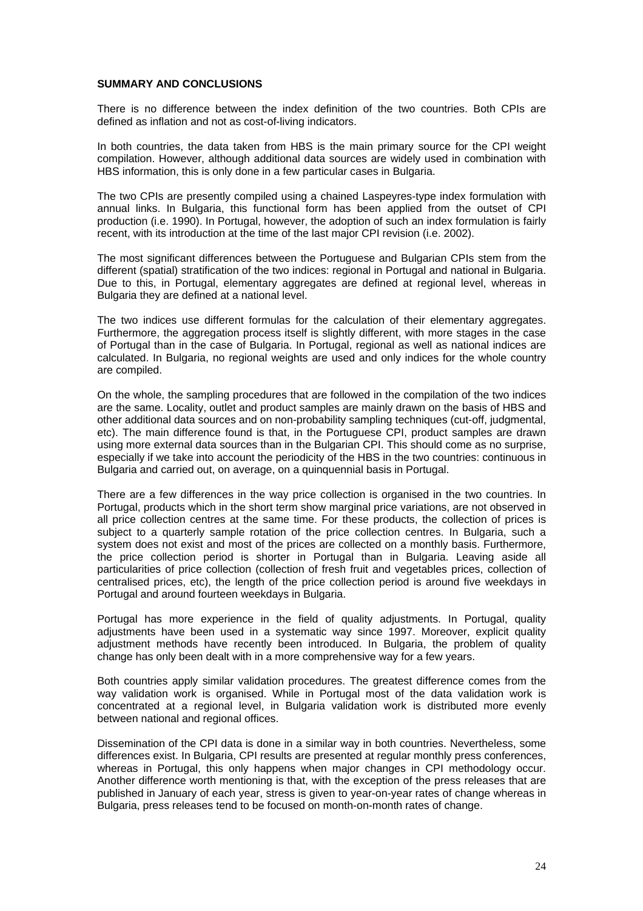## SUMMARY AND CONCLUSIONS

There is no difference between the index definition of the two countries. Both CPIs are defined as inflation and not as cost-of-living indicators.

In both countries, the data taken from HBS is the main primary source for the CPI weight compilation. However, although additional data sources are widely used in combination with HBS information, this is only done in a few particular cases in Bulgaria.

The two CPIs are presently compiled using a chained Laspeyres-type index formulation with annual links. In Bulgaria, this functional form has been applied from the outset of CPI production (i.e. 1990). In Portugal, however, the adoption of such an index formulation is fairly recent, with its introduction at the time of the last major CPI revision (i.e. 2002).

The most significant differences between the Portuguese and Bulgarian CPIs stem from the different (spatial) stratification of the two indices: regional in Portugal and national in Bulgaria. Due to this, in Portugal, elementary aggregates are defined at regional level, whereas in Bulgaria they are defined at a national level.

The two indices use different formulas for the calculation of their elementary aggregates. Furthermore, the aggregation process itself is slightly different, with more stages in the case of Portugal than in the case of Bulgaria. In Portugal, regional as well as national indices are calculated. In Bulgaria, no regional weights are used and only indices for the whole country are compiled.

On the whole, the sampling procedures that are followed in the compilation of the two indices are the same. Locality, outlet and product samples are mainly drawn on the basis of HBS and other additional data sources and on non-probability sampling techniques (cut-off, judgmental, etc). The main difference found is that, in the Portuguese CPI, product samples are drawn using more external data sources than in the Bulgarian CPI. This should come as no surprise, especially if we take into account the periodicity of the HBS in the two countries: continuous in Bulgaria and carried out, on average, on a quinquennial basis in Portugal.

There are a few differences in the way price collection is organised in the two countries. In Portugal, products which in the short term show marginal price variations, are not observed in all price collection centres at the same time. For these products, the collection of prices is subject to a quarterly sample rotation of the price collection centres. In Bulgaria, such a system does not exist and most of the prices are collected on a monthly basis. Furthermore, the price collection period is shorter in Portugal than in Bulgaria. Leaving aside all particularities of price collection (collection of fresh fruit and vegetables prices, collection of centralised prices, etc), the length of the price collection period is around five weekdays in Portugal and around fourteen weekdays in Bulgaria.

Portugal has more experience in the field of quality adjustments. In Portugal, quality adjustments have been used in a systematic way since 1997. Moreover, explicit quality adjustment methods have recently been introduced. In Bulgaria, the problem of quality change has only been dealt with in a more comprehensive way for a few years.

Both countries apply similar validation procedures. The greatest difference comes from the way validation work is organised. While in Portugal most of the data validation work is concentrated at a regional level, in Bulgaria validation work is distributed more evenly between national and regional offices.

Dissemination of the CPI data is done in a similar way in both countries. Nevertheless, some differences exist. In Bulgaria, CPI results are presented at regular monthly press conferences, whereas in Portugal, this only happens when major changes in CPI methodology occur. Another difference worth mentioning is that, with the exception of the press releases that are published in January of each year, stress is given to year-on-year rates of change whereas in Bulgaria, press releases tend to be focused on month-on-month rates of change.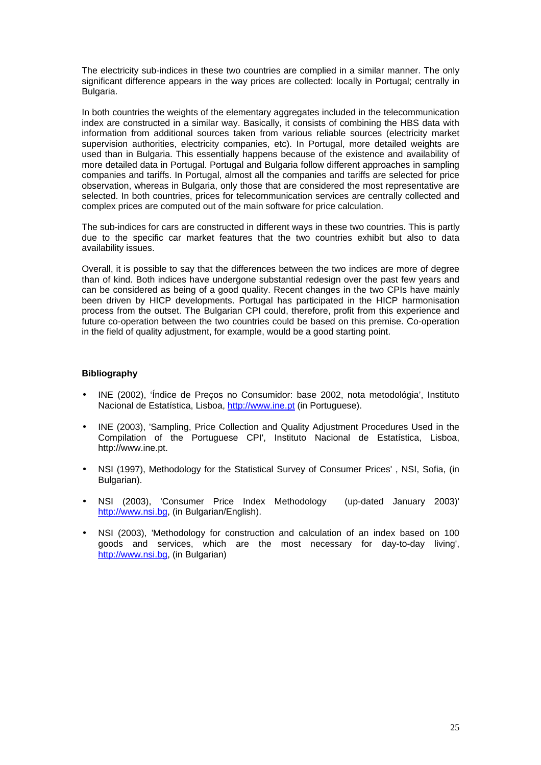The electricity sub-indices in these two countries are complied in a similar manner. The only significant difference appears in the way prices are collected: locally in Portugal; centrally in Bulgaria.

In both countries the weights of the elementary aggregates included in the telecommunication index are constructed in a similar way. Basically, it consists of combining the HBS data with information from additional sources taken from various reliable sources (electricity market supervision authorities, electricity companies, etc). In Portugal, more detailed weights are used than in Bulgaria. This essentially happens because of the existence and availability of more detailed data in Portugal. Portugal and Bulgaria follow different approaches in sampling companies and tariffs. In Portugal, almost all the companies and tariffs are selected for price observation, whereas in Bulgaria, only those that are considered the most representative are selected. In both countries, prices for telecommunication services are centrally collected and complex prices are computed out of the main software for price calculation.

The sub-indices for cars are constructed in different ways in these two countries. This is partly due to the specific car market features that the two countries exhibit but also to data availability issues.

Overall, it is possible to say that the differences between the two indices are more of degree than of kind. Both indices have undergone substantial redesign over the past few years and can be considered as being of a good quality. Recent changes in the two CPIs have mainly been driven by HICP developments. Portugal has participated in the HICP harmonisation process from the outset. The Bulgarian CPI could, therefore, profit from this experience and future co-operation between the two countries could be based on this premise. Co-operation in the field of quality adjustment, for example, would be a good starting point.

**Bibliography**

- INE (2002), 'Índice de Preços no Consumidor: base 2002, nota metodológia', Instituto Nacional de Estatística, Lisboa, http://www.ine.pt (in Portuguese).
- INE (2003), 'Sampling, Price Collection and Quality Adjustment Procedures Used in the Compilation of the Portuguese CPI', Instituto Nacional de Estatística, Lisboa, http://www.ine.pt.
- NSI (1997), Methodology for the Statistical Survey of Consumer Prices' , NSI, Sofia, (in Bulgarian).
- NSI (2003), 'Consumer Price Index Methodology (up-dated January 2003)' http://www.nsi.bg, (in Bulgarian/English).
- NSI (2003), 'Methodology for construction and calculation of an index based on 100 goods and services, which are the most necessary for day-to-day living', http://www.nsi.bg, (in Bulgarian)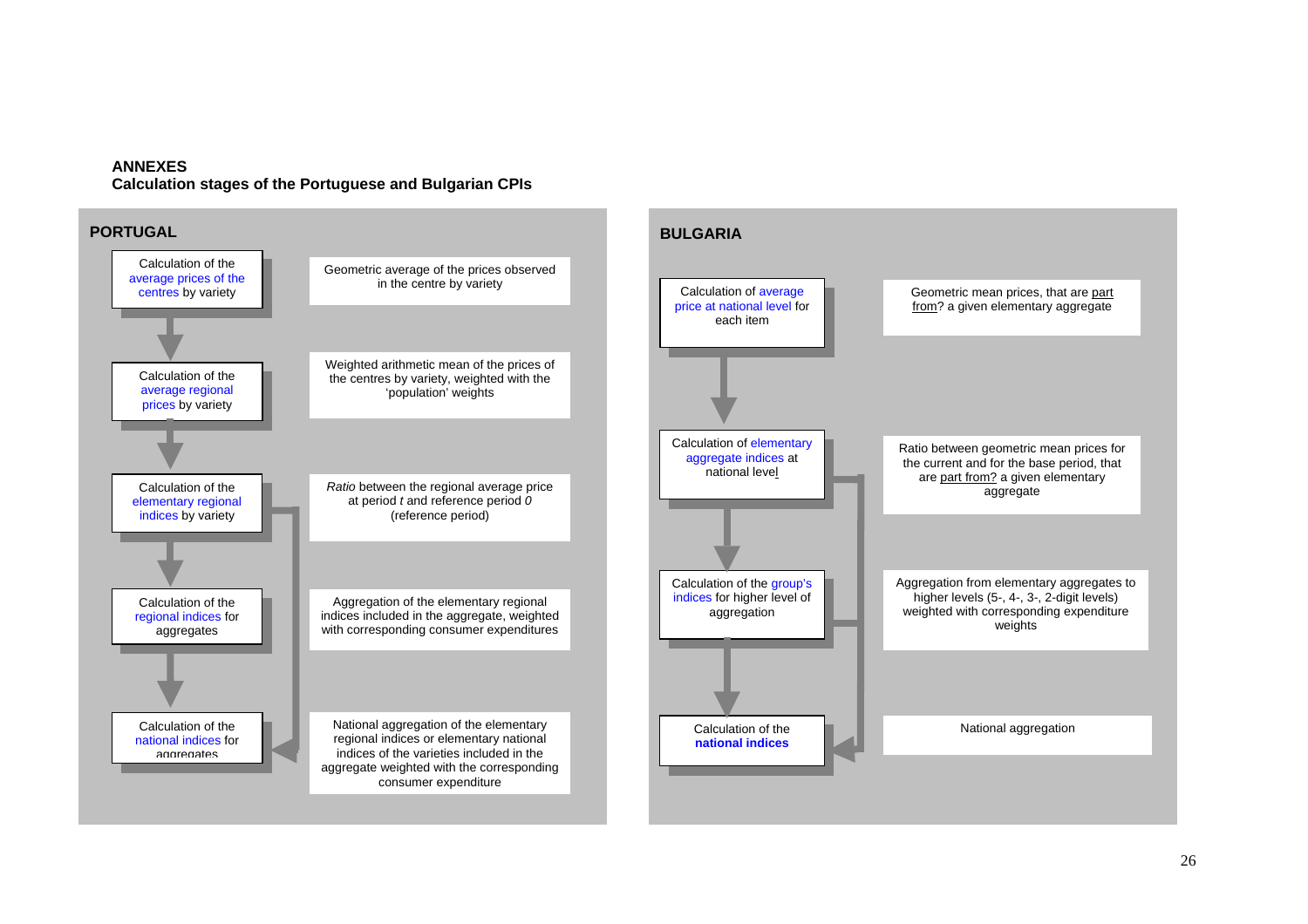**ANNEXES**
**Calculation stages of the Portuguese and Bulgarian CPIs**

## PORTUGAL

| Stage | Description |
|---|---|
| Calculation of the average prices of the centres by variety | Geometric average of the prices observed in the centre by variety |
| Calculation of the average regional prices by variety | Weighted arithmetic mean of the prices of the centres by variety, weighted with the 'population' weights |
| Calculation of the elementary regional indices by variety | *Ratio* between the regional average price at period *t* and reference period *0* (reference period) |
| Calculation of the regional indices for aggregates | Aggregation of the elementary regional indices included in the aggregate, weighted with corresponding consumer expenditures |
| Calculation of the national indices for aggregates | National aggregation of the elementary regional indices or elementary national indices of the varieties included in the aggregate weighted with the corresponding consumer expenditure |

## BULGARIA

| Stage | Description |
|---|---|
| Calculation of average price at national level for each item | Geometric mean prices, that are part from? a given elementary aggregate |
| Calculation of elementary aggregate indices at national level | Ratio between geometric mean prices for the current and for the base period, that are part from? a given elementary aggregate |
| Calculation of the group's indices for higher level of aggregation | Aggregation from elementary aggregates to higher levels (5-, 4-, 3-, 2-digit levels) weighted with corresponding expenditure weights |
| Calculation of the **national indices** | National aggregation |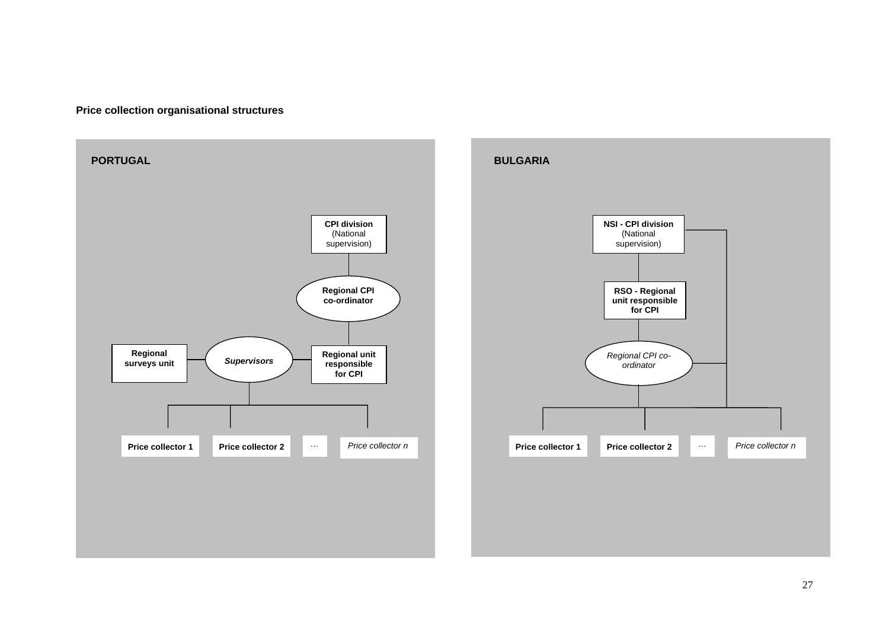**Price collection organisational structures**

**PORTUGAL**

**CPI division** (National supervision)

**Regional CPI co-ordinator**

**Regional surveys unit**

***Supervisors***

**Regional unit responsible for CPI**

**Price collector 1** | **Price collector 2** | … | *Price collector n*

**BULGARIA**

**NSI - CPI division** (National supervision)

**RSO - Regional unit responsible for CPI**

*Regional CPI co-ordinator*

**Price collector 1** | **Price collector 2** | … | *Price collector n*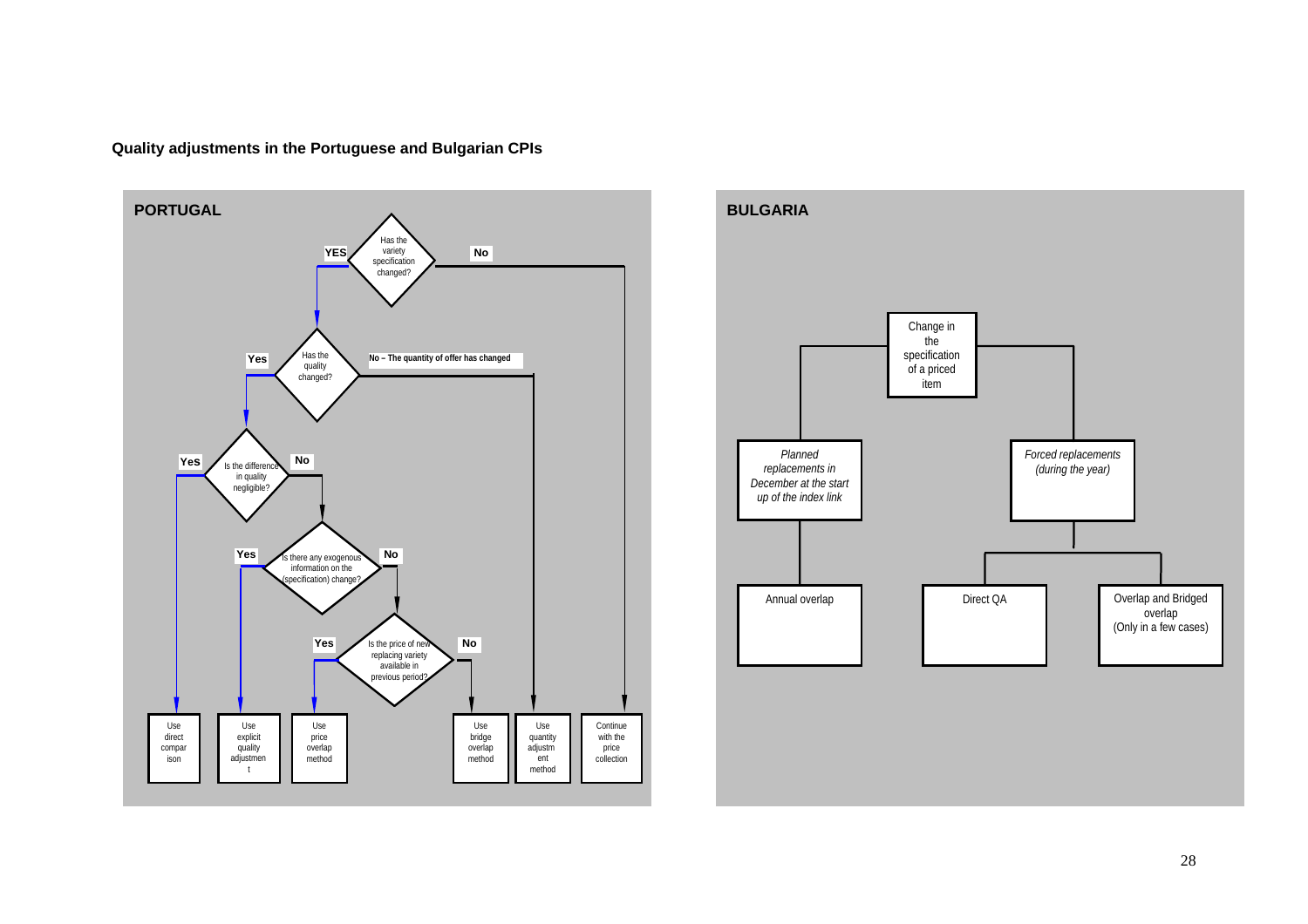**Quality adjustments in the Portuguese and Bulgarian CPIs**

**PORTUGAL**

Has the variety specification changed?
- **No** → Continue with the price collection
- **YES** → Has the quality changed?
  - **No – The quantity of offer has changed** → Use quantity adjustment method
  - **Yes** → Is the difference in quality negligible?
    - **Yes** → Use direct comparison
    - **No** → Is there any exogenous information on the (specification) change?
      - **Yes** → Use explicit quality adjustment
      - **No** → Is the price of new replacing variety available in previous period?
        - **Yes** → Use price overlap method
        - **No** → Use bridge overlap method

**BULGARIA**

Change in the specification of a priced item
- *Planned replacements in December at the start up of the index link* → Annual overlap
- *Forced replacements (during the year)*
  - Direct QA
  - Overlap and Bridged overlap (Only in a few cases)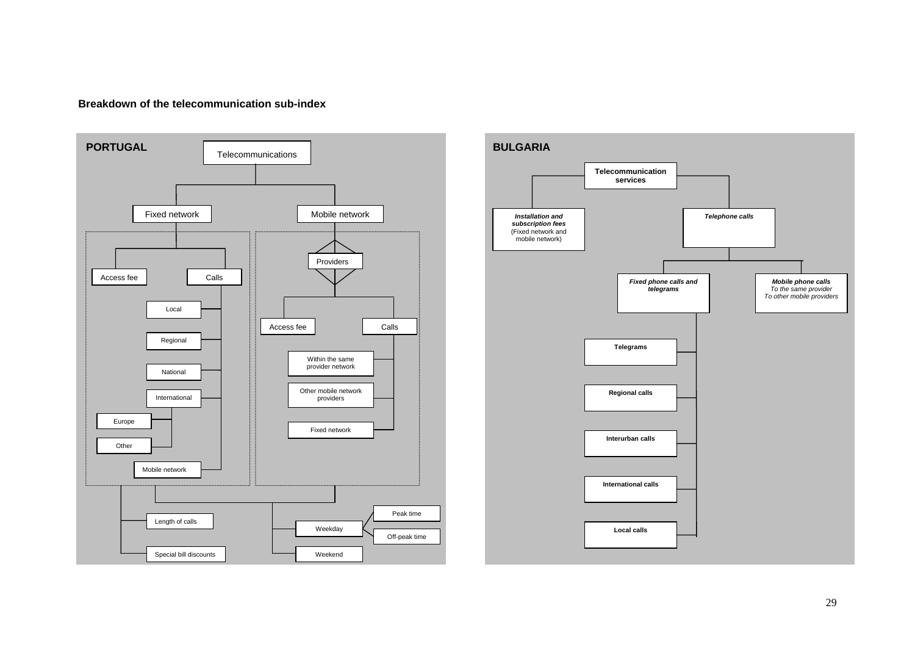**Breakdown of the telecommunication sub-index**

**PORTUGAL**

Telecommunications

Fixed network

Mobile network

Access fee

Calls

Local

Regional

National

International

Europe

Other

Mobile network

Providers

Access fee

Calls

Within the same provider network

Other mobile network providers

Fixed network

Length of calls

Special bill discounts

Weekday

Peak time

Off-peak time

Weekend

**BUGARIA**

**Telecommunication services**

***Installation and subscription fees***
(Fixed network and mobile network)

***Telephone calls***

***Fixed phone calls and telegrams***

***Mobile phone calls***
*To the same provider*
*To other mobile providers*

**Telegrams**

**Regional calls**

**Interurban calls**

**International calls**

**Local calls**